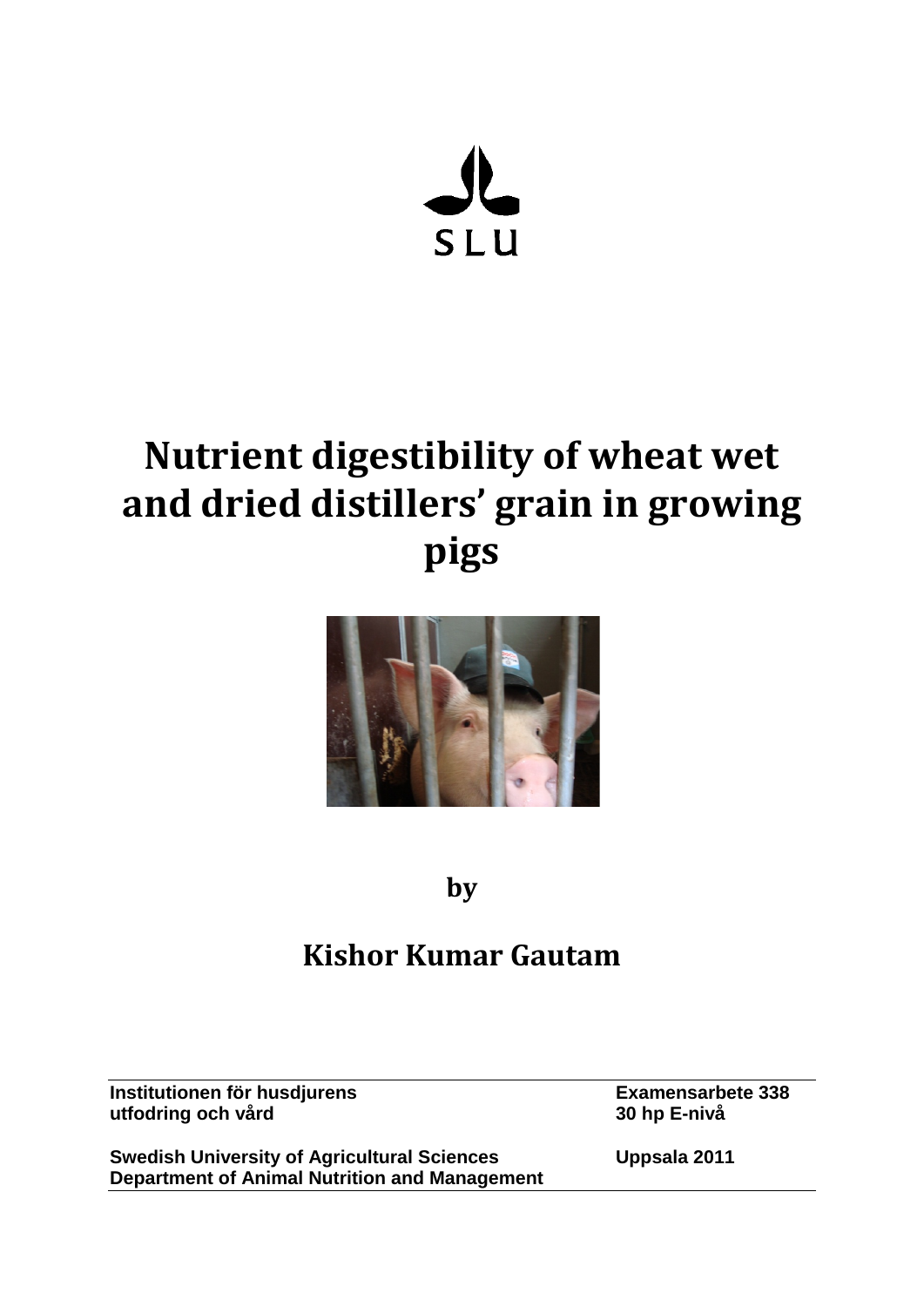SLU

# Nutrient digestibility of wheat wet and dried distillers' grain in growing pigs

**by**

## Kishor Kumar Gautam

| | |
|---|---|
| **Institutionen för husdjurens utfodring och vård** | **Examensarbete 338**<br>**30 hp E-nivå** |
| **Swedish University of Agricultural Sciences**<br>**Department of Animal Nutrition and Management** | **Uppsala 2011** |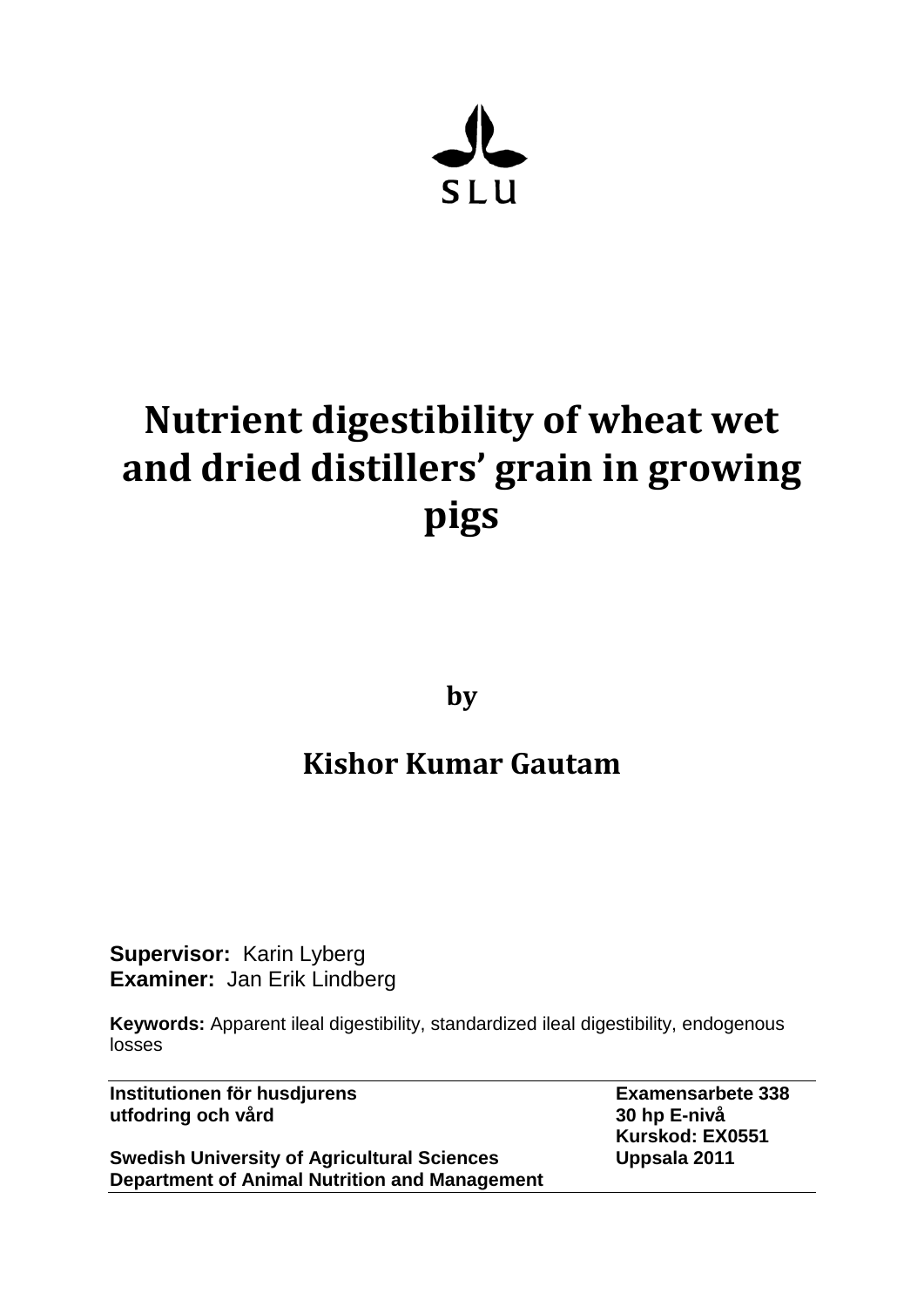SLU

# Nutrient digestibility of wheat wet and dried distillers' grain in growing pigs

**by**

## Kishor Kumar Gautam

**Supervisor:** Karin Lyberg
**Examiner:** Jan Erik Lindberg

**Keywords:** Apparent ileal digestibility, standardized ileal digestibility, endogenous losses

| | |
|---|---|
| **Institutionen för husdjurens utfodring och vård** | **Examensarbete 338** **30 hp E-nivå** **Kurskod: EX0551** |
| **Swedish University of Agricultural Sciences** **Department of Animal Nutrition and Management** | **Uppsala 2011** |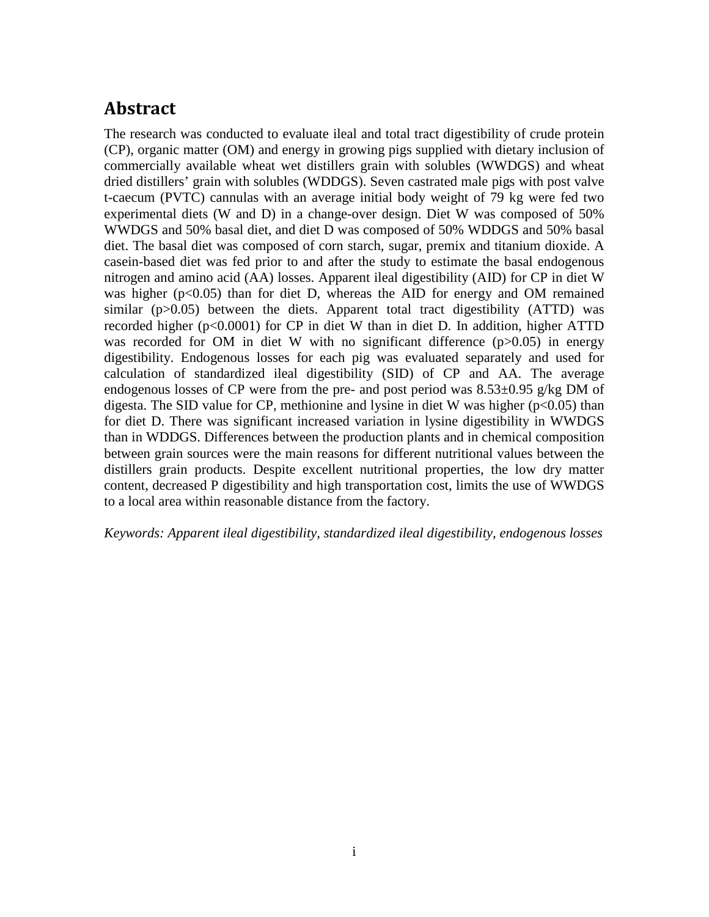# Abstract

The research was conducted to evaluate ileal and total tract digestibility of crude protein (CP), organic matter (OM) and energy in growing pigs supplied with dietary inclusion of commercially available wheat wet distillers grain with solubles (WWDGS) and wheat dried distillers' grain with solubles (WDDGS). Seven castrated male pigs with post valve t-caecum (PVTC) cannulas with an average initial body weight of 79 kg were fed two experimental diets (W and D) in a change-over design. Diet W was composed of 50% WWDGS and 50% basal diet, and diet D was composed of 50% WDDGS and 50% basal diet. The basal diet was composed of corn starch, sugar, premix and titanium dioxide. A casein-based diet was fed prior to and after the study to estimate the basal endogenous nitrogen and amino acid (AA) losses. Apparent ileal digestibility (AID) for CP in diet W was higher ($p<0.05$) than for diet D, whereas the AID for energy and OM remained similar ($p>0.05$) between the diets. Apparent total tract digestibility (ATTD) was recorded higher ($p<0.0001$) for CP in diet W than in diet D. In addition, higher ATTD was recorded for OM in diet W with no significant difference ($p>0.05$) in energy digestibility. Endogenous losses for each pig was evaluated separately and used for calculation of standardized ileal digestibility (SID) of CP and AA. The average endogenous losses of CP were from the pre- and post period was $8.53 \pm 0.95$ g/kg DM of digesta. The SID value for CP, methionine and lysine in diet W was higher ($p<0.05$) than for diet D. There was significant increased variation in lysine digestibility in WWDGS than in WDDGS. Differences between the production plants and in chemical composition between grain sources were the main reasons for different nutritional values between the distillers grain products. Despite excellent nutritional properties, the low dry matter content, decreased P digestibility and high transportation cost, limits the use of WWDGS to a local area within reasonable distance from the factory.

*Keywords: Apparent ileal digestibility, standardized ileal digestibility, endogenous losses*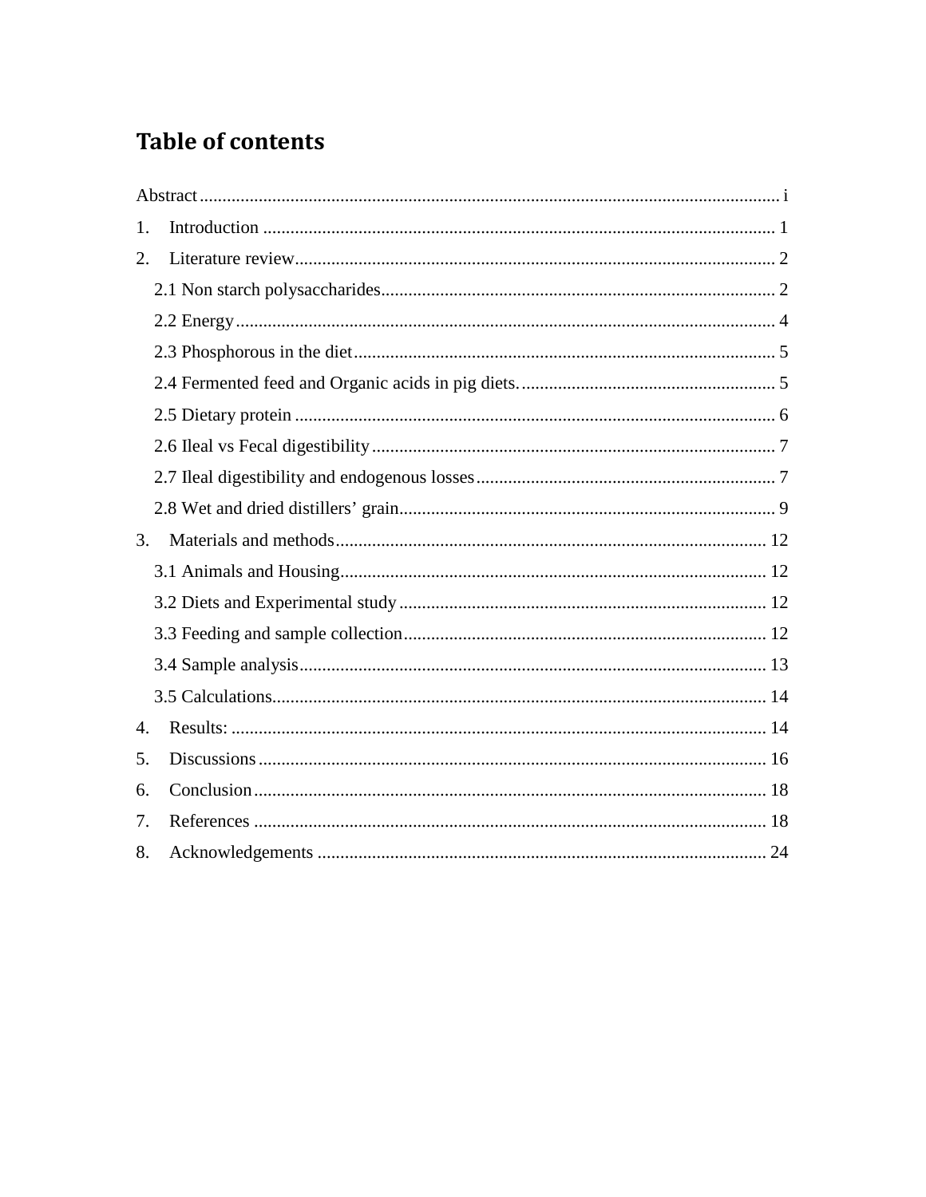# Table of contents

Abstract ..... i

1. Introduction ..... 1
2. Literature review ..... 2
   - 2.1 Non starch polysaccharides ..... 2
   - 2.2 Energy ..... 4
   - 2.3 Phosphorous in the diet ..... 5
   - 2.4 Fermented feed and Organic acids in pig diets. ..... 5
   - 2.5 Dietary protein ..... 6
   - 2.6 Ileal vs Fecal digestibility ..... 7
   - 2.7 Ileal digestibility and endogenous losses ..... 7
   - 2.8 Wet and dried distillers' grain ..... 9
3. Materials and methods ..... 12
   - 3.1 Animals and Housing ..... 12
   - 3.2 Diets and Experimental study ..... 12
   - 3.3 Feeding and sample collection ..... 12
   - 3.4 Sample analysis ..... 13
   - 3.5 Calculations ..... 14
4. Results: ..... 14
5. Discussions ..... 16
6. Conclusion ..... 18
7. References ..... 18
8. Acknowledgements ..... 24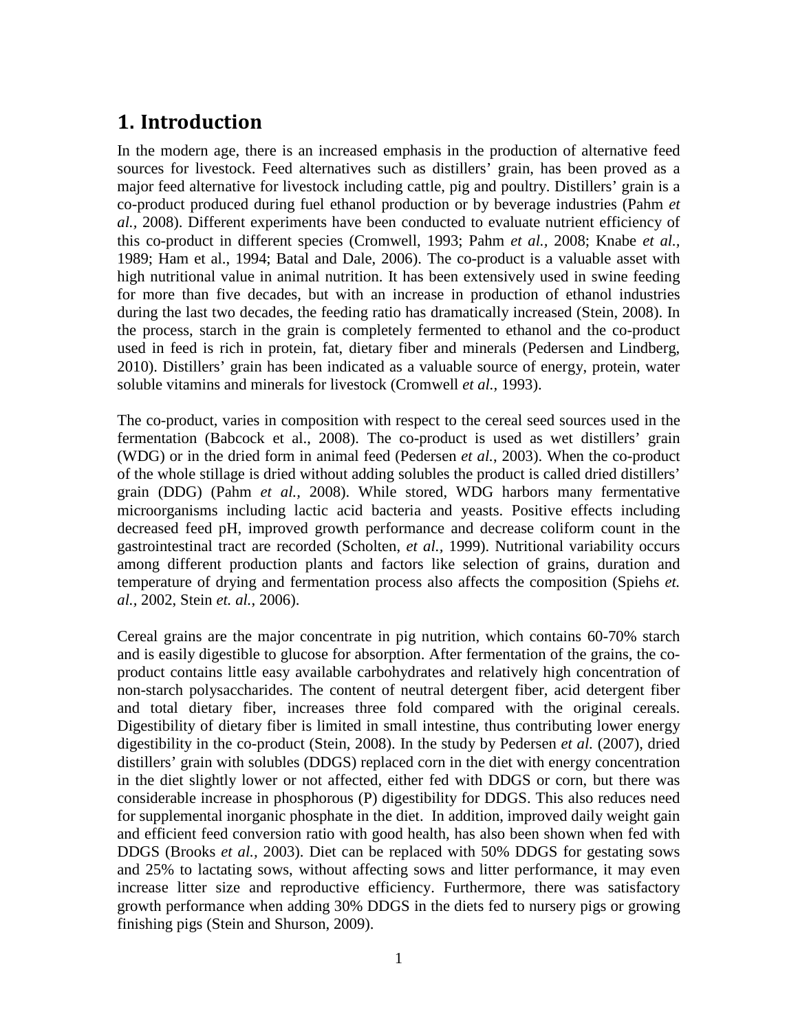# 1. Introduction

In the modern age, there is an increased emphasis in the production of alternative feed sources for livestock. Feed alternatives such as distillers' grain, has been proved as a major feed alternative for livestock including cattle, pig and poultry. Distillers' grain is a co-product produced during fuel ethanol production or by beverage industries (Pahm *et al.,* 2008). Different experiments have been conducted to evaluate nutrient efficiency of this co-product in different species (Cromwell, 1993; Pahm *et al.*, 2008; Knabe *et al.*, 1989; Ham et al., 1994; Batal and Dale, 2006). The co-product is a valuable asset with high nutritional value in animal nutrition. It has been extensively used in swine feeding for more than five decades, but with an increase in production of ethanol industries during the last two decades, the feeding ratio has dramatically increased (Stein, 2008). In the process, starch in the grain is completely fermented to ethanol and the co-product used in feed is rich in protein, fat, dietary fiber and minerals (Pedersen and Lindberg, 2010). Distillers' grain has been indicated as a valuable source of energy, protein, water soluble vitamins and minerals for livestock (Cromwell *et al.,* 1993).

The co-product, varies in composition with respect to the cereal seed sources used in the fermentation (Babcock et al., 2008). The co-product is used as wet distillers' grain (WDG) or in the dried form in animal feed (Pedersen *et al.*, 2003). When the co-product of the whole stillage is dried without adding solubles the product is called dried distillers' grain (DDG) (Pahm *et al.,* 2008). While stored, WDG harbors many fermentative microorganisms including lactic acid bacteria and yeasts. Positive effects including decreased feed pH, improved growth performance and decrease coliform count in the gastrointestinal tract are recorded (Scholten, *et al.*, 1999). Nutritional variability occurs among different production plants and factors like selection of grains, duration and temperature of drying and fermentation process also affects the composition (Spiehs *et. al.,* 2002, Stein *et. al.*, 2006).

Cereal grains are the major concentrate in pig nutrition, which contains 60-70% starch and is easily digestible to glucose for absorption. After fermentation of the grains, the co-product contains little easy available carbohydrates and relatively high concentration of non-starch polysaccharides. The content of neutral detergent fiber, acid detergent fiber and total dietary fiber, increases three fold compared with the original cereals. Digestibility of dietary fiber is limited in small intestine, thus contributing lower energy digestibility in the co-product (Stein, 2008). In the study by Pedersen *et al.* (2007), dried distillers' grain with solubles (DDGS) replaced corn in the diet with energy concentration in the diet slightly lower or not affected, either fed with DDGS or corn, but there was considerable increase in phosphorous (P) digestibility for DDGS. This also reduces need for supplemental inorganic phosphate in the diet. In addition, improved daily weight gain and efficient feed conversion ratio with good health, has also been shown when fed with DDGS (Brooks *et al.,* 2003). Diet can be replaced with 50% DDGS for gestating sows and 25% to lactating sows, without affecting sows and litter performance, it may even increase litter size and reproductive efficiency. Furthermore, there was satisfactory growth performance when adding 30% DDGS in the diets fed to nursery pigs or growing finishing pigs (Stein and Shurson, 2009).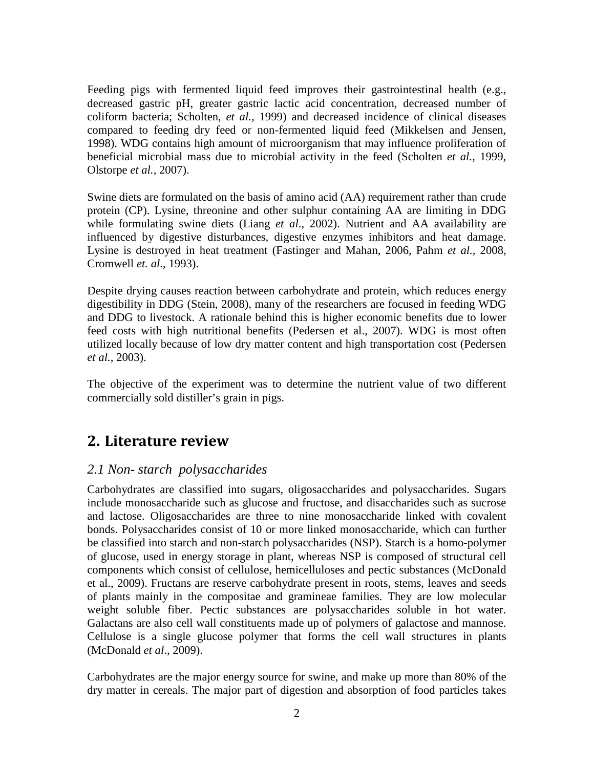Feeding pigs with fermented liquid feed improves their gastrointestinal health (e.g., decreased gastric pH, greater gastric lactic acid concentration, decreased number of coliform bacteria; Scholten, *et al.,* 1999) and decreased incidence of clinical diseases compared to feeding dry feed or non-fermented liquid feed (Mikkelsen and Jensen, 1998). WDG contains high amount of microorganism that may influence proliferation of beneficial microbial mass due to microbial activity in the feed (Scholten *et al.,* 1999, Olstorpe *et al.,* 2007).

Swine diets are formulated on the basis of amino acid (AA) requirement rather than crude protein (CP). Lysine, threonine and other sulphur containing AA are limiting in DDG while formulating swine diets (Liang *et al*., 2002). Nutrient and AA availability are influenced by digestive disturbances, digestive enzymes inhibitors and heat damage. Lysine is destroyed in heat treatment (Fastinger and Mahan, 2006, Pahm *et al.,* 2008, Cromwell *et. al*., 1993).

Despite drying causes reaction between carbohydrate and protein, which reduces energy digestibility in DDG (Stein, 2008), many of the researchers are focused in feeding WDG and DDG to livestock. A rationale behind this is higher economic benefits due to lower feed costs with high nutritional benefits (Pedersen et al., 2007). WDG is most often utilized locally because of low dry matter content and high transportation cost (Pedersen *et al.*, 2003).

The objective of the experiment was to determine the nutrient value of two different commercially sold distiller's grain in pigs.

## 2. Literature review

### *2.1 Non- starch polysaccharides*

Carbohydrates are classified into sugars, oligosaccharides and polysaccharides. Sugars include monosaccharide such as glucose and fructose, and disaccharides such as sucrose and lactose. Oligosaccharides are three to nine monosaccharide linked with covalent bonds. Polysaccharides consist of 10 or more linked monosaccharide, which can further be classified into starch and non-starch polysaccharides (NSP). Starch is a homo-polymer of glucose, used in energy storage in plant, whereas NSP is composed of structural cell components which consist of cellulose, hemicelluloses and pectic substances (McDonald et al., 2009). Fructans are reserve carbohydrate present in roots, stems, leaves and seeds of plants mainly in the compositae and gramineae families. They are low molecular weight soluble fiber. Pectic substances are polysaccharides soluble in hot water. Galactans are also cell wall constituents made up of polymers of galactose and mannose. Cellulose is a single glucose polymer that forms the cell wall structures in plants (McDonald *et al*., 2009).

Carbohydrates are the major energy source for swine, and make up more than 80% of the dry matter in cereals. The major part of digestion and absorption of food particles takes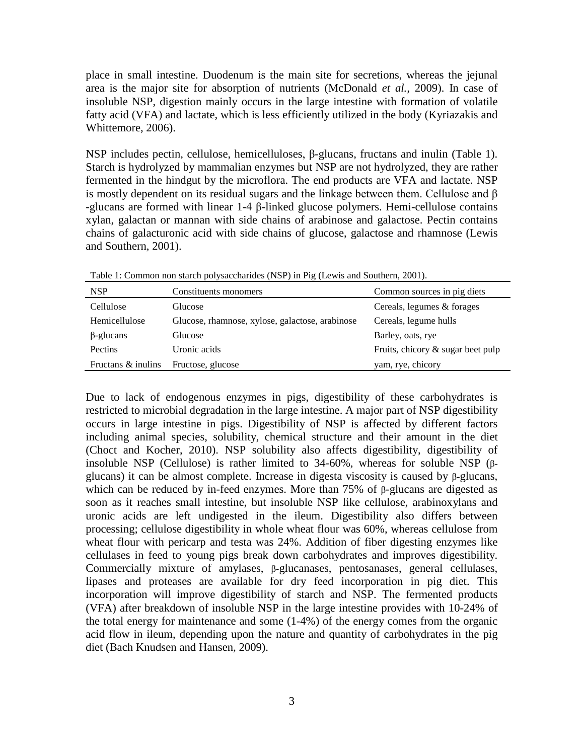place in small intestine. Duodenum is the main site for secretions, whereas the jejunal area is the major site for absorption of nutrients (McDonald *et al.*, 2009). In case of insoluble NSP, digestion mainly occurs in the large intestine with formation of volatile fatty acid (VFA) and lactate, which is less efficiently utilized in the body (Kyriazakis and Whittemore, 2006).

NSP includes pectin, cellulose, hemicelluloses, β-glucans, fructans and inulin (Table 1). Starch is hydrolyzed by mammalian enzymes but NSP are not hydrolyzed, they are rather fermented in the hindgut by the microflora. The end products are VFA and lactate. NSP is mostly dependent on its residual sugars and the linkage between them. Cellulose and β -glucans are formed with linear 1-4 β-linked glucose polymers. Hemi-cellulose contains xylan, galactan or mannan with side chains of arabinose and galactose. Pectin contains chains of galacturonic acid with side chains of glucose, galactose and rhamnose (Lewis and Southern, 2001).

Table 1: Common non starch polysaccharides (NSP) in Pig (Lewis and Southern, 2001).

| NSP | Constituents monomers | Common sources in pig diets |
|---|---|---|
| Cellulose | Glucose | Cereals, legumes & forages |
| Hemicellulose | Glucose, rhamnose, xylose, galactose, arabinose | Cereals, legume hulls |
| β-glucans | Glucose | Barley, oats, rye |
| Pectins | Uronic acids | Fruits, chicory & sugar beet pulp |
| Fructans & inulins | Fructose, glucose | yam, rye, chicory |

Due to lack of endogenous enzymes in pigs, digestibility of these carbohydrates is restricted to microbial degradation in the large intestine. A major part of NSP digestibility occurs in large intestine in pigs. Digestibility of NSP is affected by different factors including animal species, solubility, chemical structure and their amount in the diet (Choct and Kocher, 2010). NSP solubility also affects digestibility, digestibility of insoluble NSP (Cellulose) is rather limited to 34-60%, whereas for soluble NSP (β-glucans) it can be almost complete. Increase in digesta viscosity is caused by β-glucans, which can be reduced by in-feed enzymes. More than 75% of β-glucans are digested as soon as it reaches small intestine, but insoluble NSP like cellulose, arabinoxylans and uronic acids are left undigested in the ileum. Digestibility also differs between processing; cellulose digestibility in whole wheat flour was 60%, whereas cellulose from wheat flour with pericarp and testa was 24%. Addition of fiber digesting enzymes like cellulases in feed to young pigs break down carbohydrates and improves digestibility. Commercially mixture of amylases, β-glucanases, pentosanases, general cellulases, lipases and proteases are available for dry feed incorporation in pig diet. This incorporation will improve digestibility of starch and NSP. The fermented products (VFA) after breakdown of insoluble NSP in the large intestine provides with 10-24% of the total energy for maintenance and some (1-4%) of the energy comes from the organic acid flow in ileum, depending upon the nature and quantity of carbohydrates in the pig diet (Bach Knudsen and Hansen, 2009).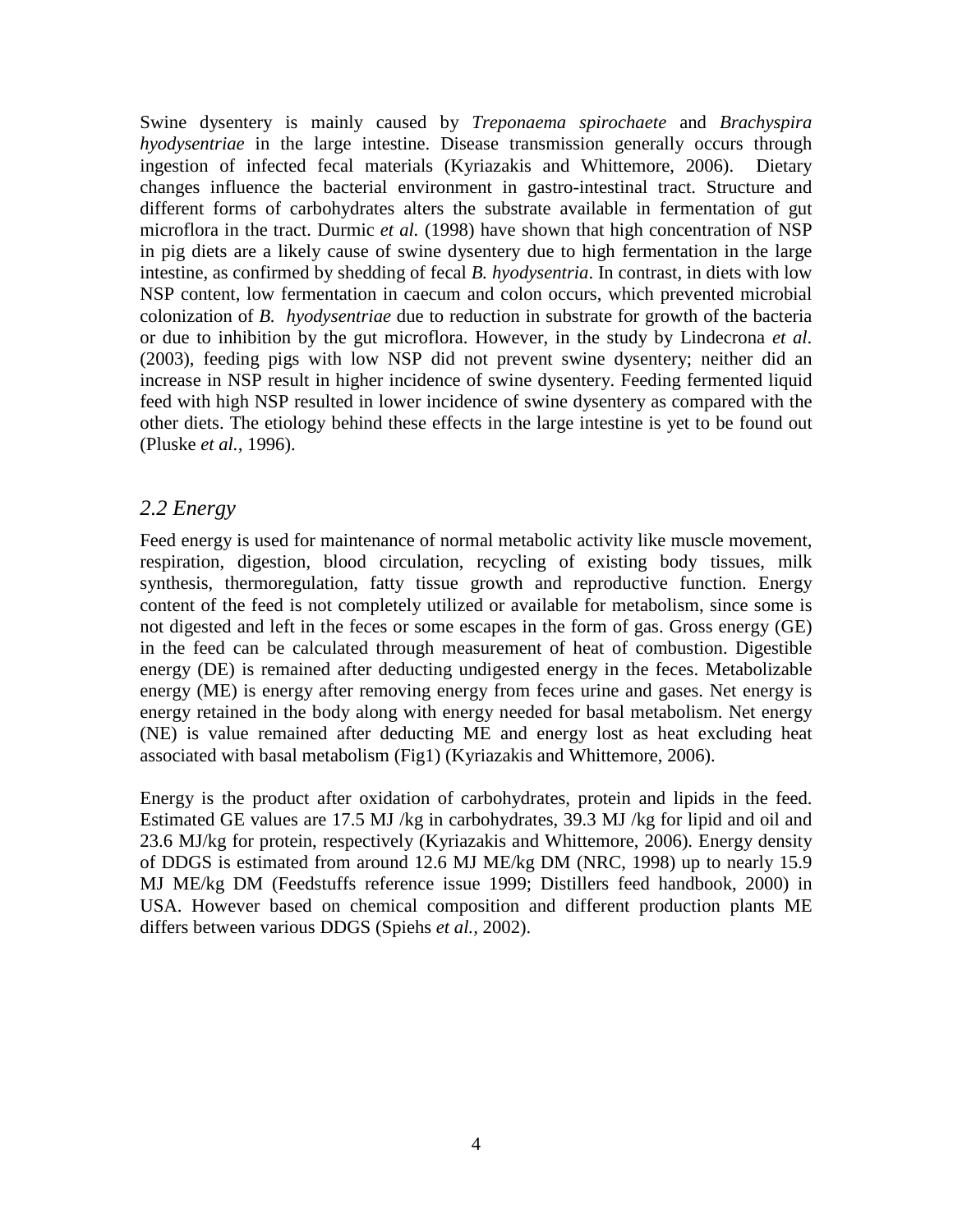Swine dysentery is mainly caused by *Treponaema spirochaete* and *Brachyspira hyodysentriae* in the large intestine. Disease transmission generally occurs through ingestion of infected fecal materials (Kyriazakis and Whittemore, 2006). Dietary changes influence the bacterial environment in gastro-intestinal tract. Structure and different forms of carbohydrates alters the substrate available in fermentation of gut microflora in the tract. Durmic *et al.* (1998) have shown that high concentration of NSP in pig diets are a likely cause of swine dysentery due to high fermentation in the large intestine, as confirmed by shedding of fecal *B. hyodysentria*. In contrast, in diets with low NSP content, low fermentation in caecum and colon occurs, which prevented microbial colonization of *B. hyodysentriae* due to reduction in substrate for growth of the bacteria or due to inhibition by the gut microflora. However, in the study by Lindecrona *et al.* (2003), feeding pigs with low NSP did not prevent swine dysentery; neither did an increase in NSP result in higher incidence of swine dysentery. Feeding fermented liquid feed with high NSP resulted in lower incidence of swine dysentery as compared with the other diets. The etiology behind these effects in the large intestine is yet to be found out (Pluske *et al.*, 1996).

## *2.2 Energy*

Feed energy is used for maintenance of normal metabolic activity like muscle movement, respiration, digestion, blood circulation, recycling of existing body tissues, milk synthesis, thermoregulation, fatty tissue growth and reproductive function. Energy content of the feed is not completely utilized or available for metabolism, since some is not digested and left in the feces or some escapes in the form of gas. Gross energy (GE) in the feed can be calculated through measurement of heat of combustion. Digestible energy (DE) is remained after deducting undigested energy in the feces. Metabolizable energy (ME) is energy after removing energy from feces urine and gases. Net energy is energy retained in the body along with energy needed for basal metabolism. Net energy (NE) is value remained after deducting ME and energy lost as heat excluding heat associated with basal metabolism (Fig1) (Kyriazakis and Whittemore, 2006).

Energy is the product after oxidation of carbohydrates, protein and lipids in the feed. Estimated GE values are 17.5 MJ /kg in carbohydrates, 39.3 MJ /kg for lipid and oil and 23.6 MJ/kg for protein, respectively (Kyriazakis and Whittemore, 2006). Energy density of DDGS is estimated from around 12.6 MJ ME/kg DM (NRC, 1998) up to nearly 15.9 MJ ME/kg DM (Feedstuffs reference issue 1999; Distillers feed handbook, 2000) in USA. However based on chemical composition and different production plants ME differs between various DDGS (Spiehs *et al.*, 2002).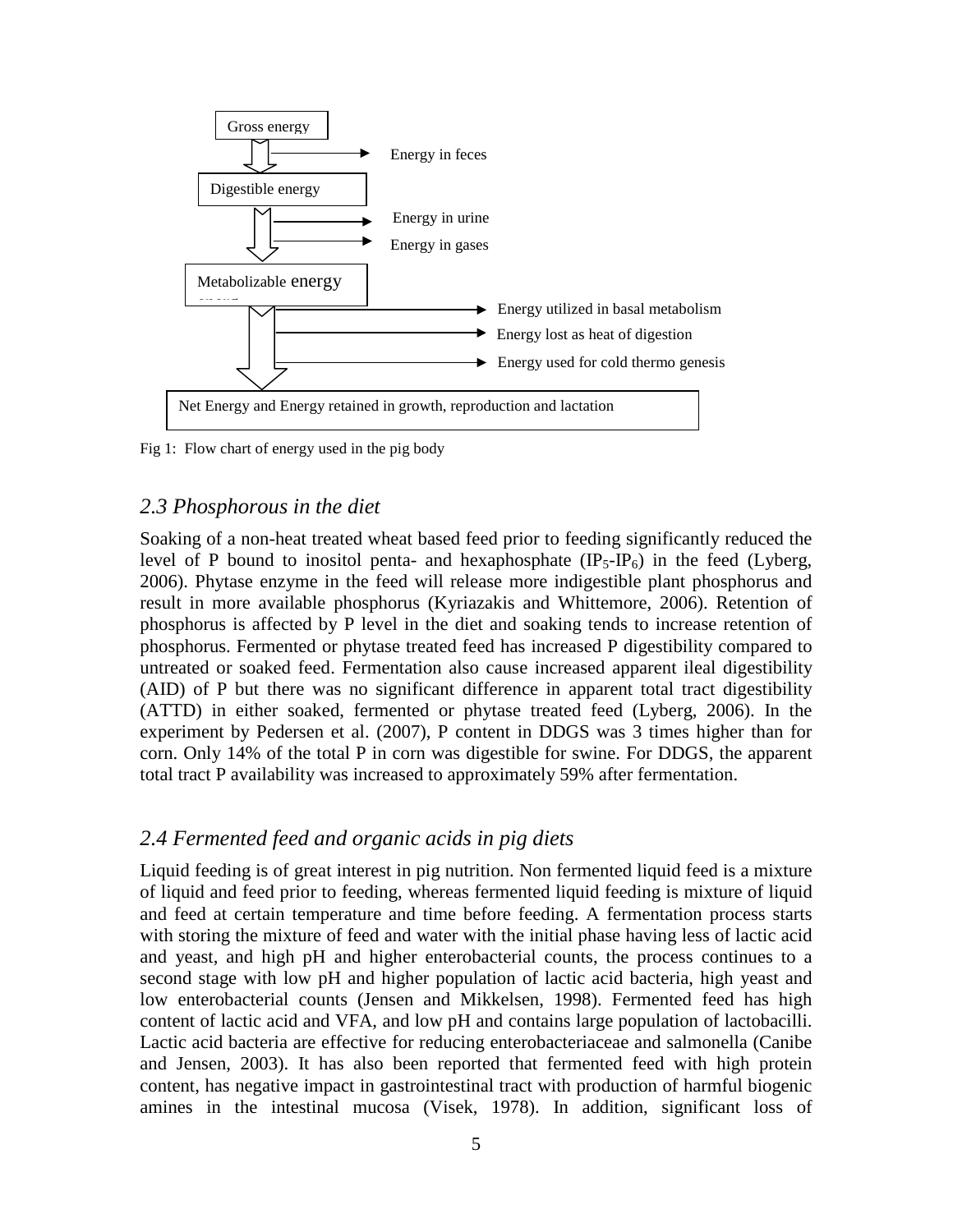Gross energy

Energy in feces

Digestible energy

Energy in urine

Energy in gases

Metabolizable energy

Energy utilized in basal metabolism

Energy lost as heat of digestion

Energy used for cold thermo genesis

Net Energy and Energy retained in growth, reproduction and lactation

Fig 1: Flow chart of energy used in the pig body

## *2.3 Phosphorous in the diet*

Soaking of a non-heat treated wheat based feed prior to feeding significantly reduced the level of P bound to inositol penta- and hexaphosphate ($IP_5$-$IP_6$) in the feed (Lyberg, 2006). Phytase enzyme in the feed will release more indigestible plant phosphorus and result in more available phosphorus (Kyriazakis and Whittemore, 2006). Retention of phosphorus is affected by P level in the diet and soaking tends to increase retention of phosphorus. Fermented or phytase treated feed has increased P digestibility compared to untreated or soaked feed. Fermentation also cause increased apparent ileal digestibility (AID) of P but there was no significant difference in apparent total tract digestibility (ATTD) in either soaked, fermented or phytase treated feed (Lyberg, 2006). In the experiment by Pedersen et al. (2007), P content in DDGS was 3 times higher than for corn. Only 14% of the total P in corn was digestible for swine. For DDGS, the apparent total tract P availability was increased to approximately 59% after fermentation.

## *2.4 Fermented feed and organic acids in pig diets*

Liquid feeding is of great interest in pig nutrition. Non fermented liquid feed is a mixture of liquid and feed prior to feeding, whereas fermented liquid feeding is mixture of liquid and feed at certain temperature and time before feeding. A fermentation process starts with storing the mixture of feed and water with the initial phase having less of lactic acid and yeast, and high pH and higher enterobacterial counts, the process continues to a second stage with low pH and higher population of lactic acid bacteria, high yeast and low enterobacterial counts (Jensen and Mikkelsen, 1998). Fermented feed has high content of lactic acid and VFA, and low pH and contains large population of lactobacilli. Lactic acid bacteria are effective for reducing enterobacteriaceae and salmonella (Canibe and Jensen, 2003). It has also been reported that fermented feed with high protein content, has negative impact in gastrointestinal tract with production of harmful biogenic amines in the intestinal mucosa (Visek, 1978). In addition, significant loss of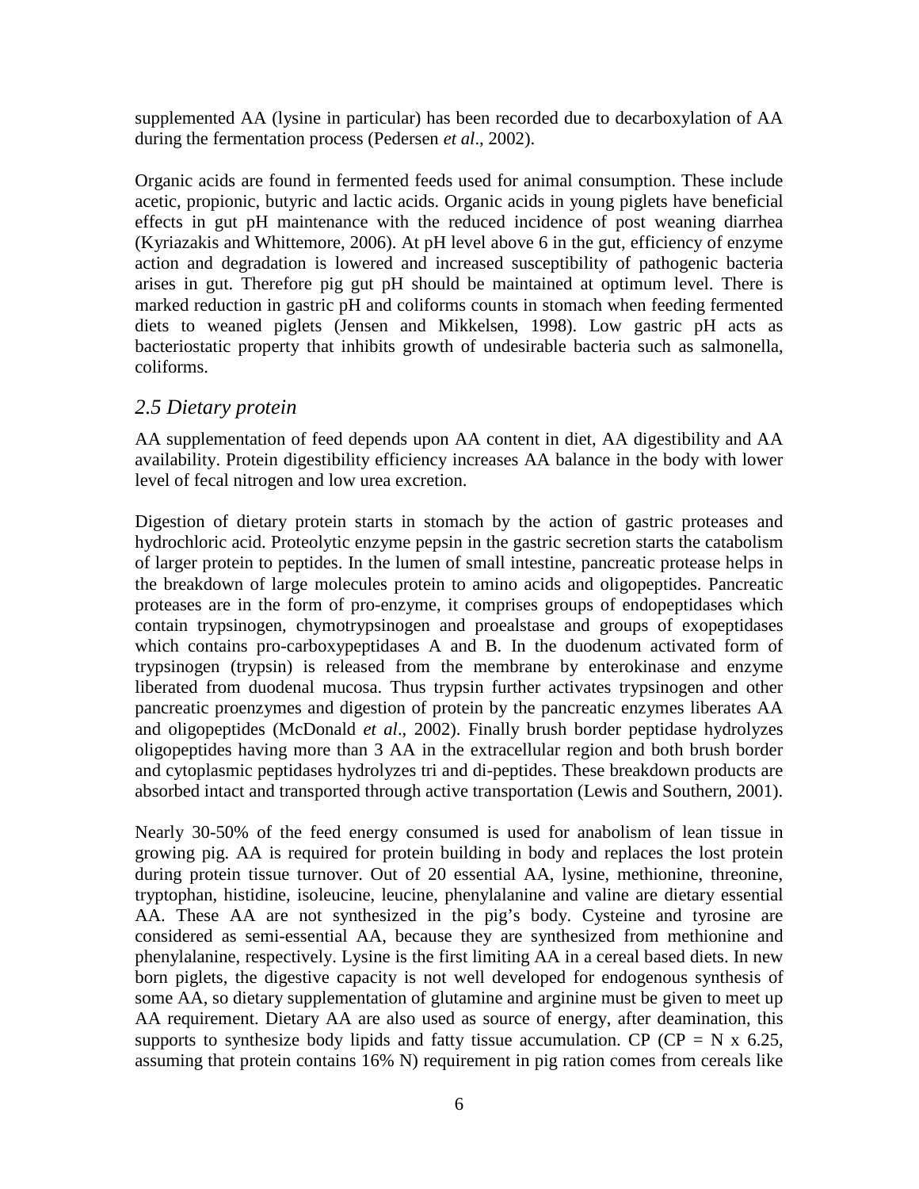supplemented AA (lysine in particular) has been recorded due to decarboxylation of AA during the fermentation process (Pedersen *et al*., 2002).

Organic acids are found in fermented feeds used for animal consumption. These include acetic, propionic, butyric and lactic acids. Organic acids in young piglets have beneficial effects in gut pH maintenance with the reduced incidence of post weaning diarrhea (Kyriazakis and Whittemore, 2006). At pH level above 6 in the gut, efficiency of enzyme action and degradation is lowered and increased susceptibility of pathogenic bacteria arises in gut. Therefore pig gut pH should be maintained at optimum level. There is marked reduction in gastric pH and coliforms counts in stomach when feeding fermented diets to weaned piglets (Jensen and Mikkelsen, 1998). Low gastric pH acts as bacteriostatic property that inhibits growth of undesirable bacteria such as salmonella, coliforms.

## *2.5 Dietary protein*

AA supplementation of feed depends upon AA content in diet, AA digestibility and AA availability. Protein digestibility efficiency increases AA balance in the body with lower level of fecal nitrogen and low urea excretion.

Digestion of dietary protein starts in stomach by the action of gastric proteases and hydrochloric acid. Proteolytic enzyme pepsin in the gastric secretion starts the catabolism of larger protein to peptides. In the lumen of small intestine, pancreatic protease helps in the breakdown of large molecules protein to amino acids and oligopeptides. Pancreatic proteases are in the form of pro-enzyme, it comprises groups of endopeptidases which contain trypsinogen, chymotrypsinogen and proealstase and groups of exopeptidases which contains pro-carboxypeptidases A and B. In the duodenum activated form of trypsinogen (trypsin) is released from the membrane by enterokinase and enzyme liberated from duodenal mucosa. Thus trypsin further activates trypsinogen and other pancreatic proenzymes and digestion of protein by the pancreatic enzymes liberates AA and oligopeptides (McDonald *et al*., 2002). Finally brush border peptidase hydrolyzes oligopeptides having more than 3 AA in the extracellular region and both brush border and cytoplasmic peptidases hydrolyzes tri and di-peptides. These breakdown products are absorbed intact and transported through active transportation (Lewis and Southern, 2001).

Nearly 30-50% of the feed energy consumed is used for anabolism of lean tissue in growing pig. AA is required for protein building in body and replaces the lost protein during protein tissue turnover. Out of 20 essential AA, lysine, methionine, threonine, tryptophan, histidine, isoleucine, leucine, phenylalanine and valine are dietary essential AA. These AA are not synthesized in the pig's body. Cysteine and tyrosine are considered as semi-essential AA, because they are synthesized from methionine and phenylalanine, respectively. Lysine is the first limiting AA in a cereal based diets. In new born piglets, the digestive capacity is not well developed for endogenous synthesis of some AA, so dietary supplementation of glutamine and arginine must be given to meet up AA requirement. Dietary AA are also used as source of energy, after deamination, this supports to synthesize body lipids and fatty tissue accumulation. CP ($CP = N \times 6.25$, assuming that protein contains 16% N) requirement in pig ration comes from cereals like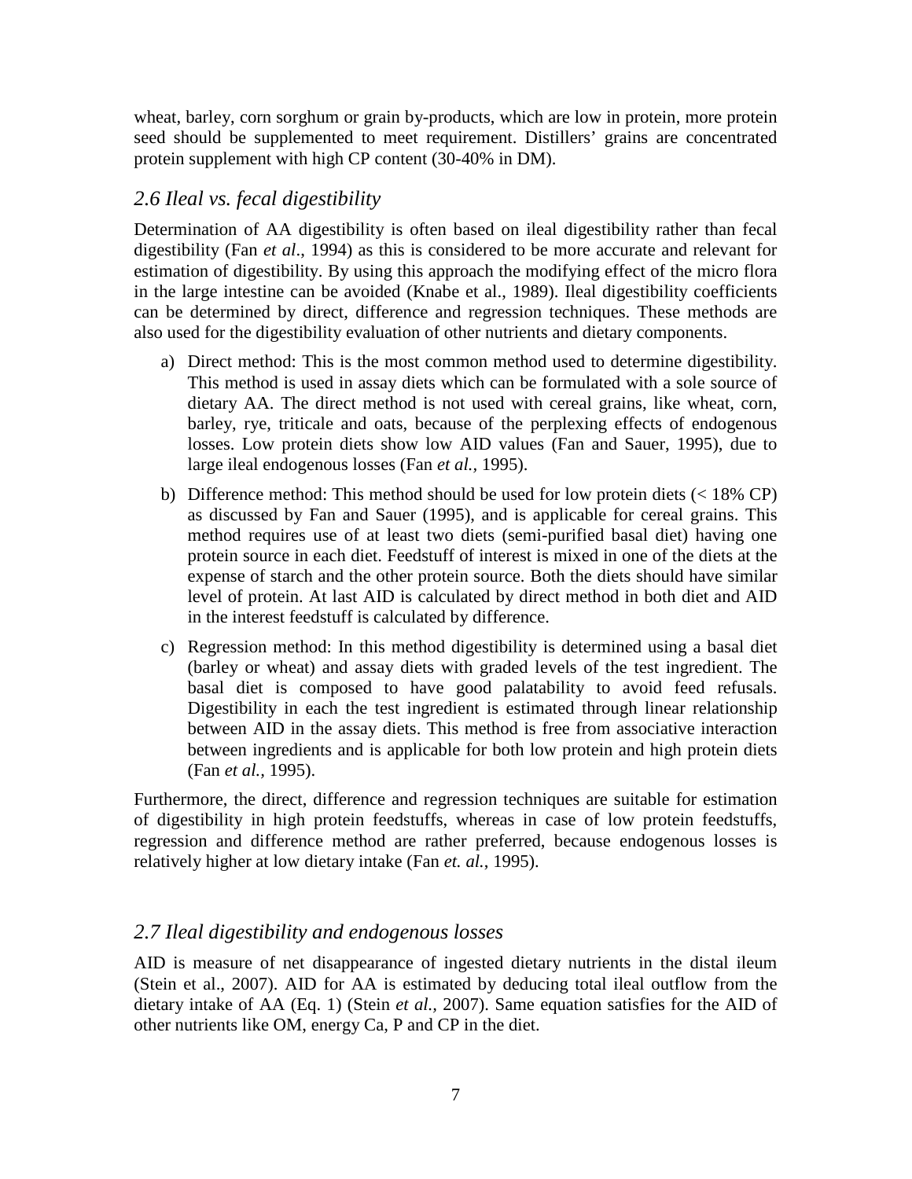wheat, barley, corn sorghum or grain by-products, which are low in protein, more protein seed should be supplemented to meet requirement. Distillers' grains are concentrated protein supplement with high CP content (30-40% in DM).

## *2.6 Ileal vs. fecal digestibility*

Determination of AA digestibility is often based on ileal digestibility rather than fecal digestibility (Fan *et al*., 1994) as this is considered to be more accurate and relevant for estimation of digestibility. By using this approach the modifying effect of the micro flora in the large intestine can be avoided (Knabe et al., 1989). Ileal digestibility coefficients can be determined by direct, difference and regression techniques. These methods are also used for the digestibility evaluation of other nutrients and dietary components.

a) Direct method: This is the most common method used to determine digestibility. This method is used in assay diets which can be formulated with a sole source of dietary AA. The direct method is not used with cereal grains, like wheat, corn, barley, rye, triticale and oats, because of the perplexing effects of endogenous losses. Low protein diets show low AID values (Fan and Sauer, 1995), due to large ileal endogenous losses (Fan *et al.*, 1995).

b) Difference method: This method should be used for low protein diets (< 18% CP) as discussed by Fan and Sauer (1995), and is applicable for cereal grains. This method requires use of at least two diets (semi-purified basal diet) having one protein source in each diet. Feedstuff of interest is mixed in one of the diets at the expense of starch and the other protein source. Both the diets should have similar level of protein. At last AID is calculated by direct method in both diet and AID in the interest feedstuff is calculated by difference.

c) Regression method: In this method digestibility is determined using a basal diet (barley or wheat) and assay diets with graded levels of the test ingredient. The basal diet is composed to have good palatability to avoid feed refusals. Digestibility in each the test ingredient is estimated through linear relationship between AID in the assay diets. This method is free from associative interaction between ingredients and is applicable for both low protein and high protein diets (Fan *et al.*, 1995).

Furthermore, the direct, difference and regression techniques are suitable for estimation of digestibility in high protein feedstuffs, whereas in case of low protein feedstuffs, regression and difference method are rather preferred, because endogenous losses is relatively higher at low dietary intake (Fan *et. al.*, 1995).

## *2.7 Ileal digestibility and endogenous losses*

AID is measure of net disappearance of ingested dietary nutrients in the distal ileum (Stein et al., 2007). AID for AA is estimated by deducing total ileal outflow from the dietary intake of AA (Eq. 1) (Stein *et al.*, 2007). Same equation satisfies for the AID of other nutrients like OM, energy Ca, P and CP in the diet.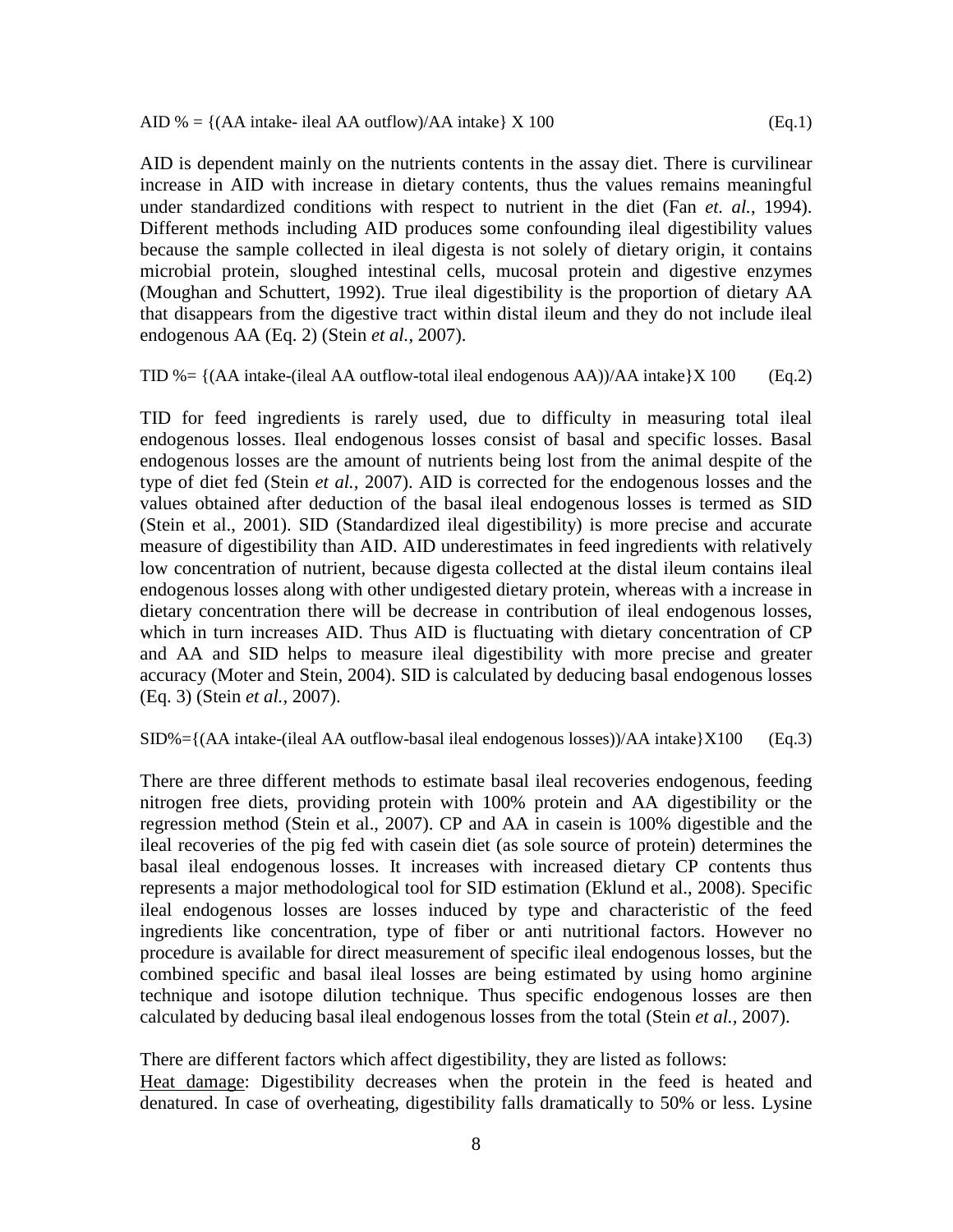$$\text{AID \%} = \{(\text{AA intake} - \text{ileal AA outflow})/\text{AA intake}\} \times 100 \qquad \text{(Eq.1)}$$

AID is dependent mainly on the nutrients contents in the assay diet. There is curvilinear increase in AID with increase in dietary contents, thus the values remains meaningful under standardized conditions with respect to nutrient in the diet (Fan *et. al.*, 1994). Different methods including AID produces some confounding ileal digestibility values because the sample collected in ileal digesta is not solely of dietary origin, it contains microbial protein, sloughed intestinal cells, mucosal protein and digestive enzymes (Moughan and Schuttert, 1992). True ileal digestibility is the proportion of dietary AA that disappears from the digestive tract within distal ileum and they do not include ileal endogenous AA (Eq. 2) (Stein *et al.*, 2007).

$$\text{TID \%} = \{(\text{AA intake} - (\text{ileal AA outflow} - \text{total ileal endogenous AA}))/\text{AA intake}\} \times 100 \qquad \text{(Eq.2)}$$

TID for feed ingredients is rarely used, due to difficulty in measuring total ileal endogenous losses. Ileal endogenous losses consist of basal and specific losses. Basal endogenous losses are the amount of nutrients being lost from the animal despite of the type of diet fed (Stein *et al.*, 2007). AID is corrected for the endogenous losses and the values obtained after deduction of the basal ileal endogenous losses is termed as SID (Stein et al., 2001). SID (Standardized ileal digestibility) is more precise and accurate measure of digestibility than AID. AID underestimates in feed ingredients with relatively low concentration of nutrient, because digesta collected at the distal ileum contains ileal endogenous losses along with other undigested dietary protein, whereas with a increase in dietary concentration there will be decrease in contribution of ileal endogenous losses, which in turn increases AID. Thus AID is fluctuating with dietary concentration of CP and AA and SID helps to measure ileal digestibility with more precise and greater accuracy (Moter and Stein, 2004). SID is calculated by deducing basal endogenous losses (Eq. 3) (Stein *et al.*, 2007).

$$\text{SID\%} = \{(\text{AA intake} - (\text{ileal AA outflow} - \text{basal ileal endogenous losses}))/\text{AA intake}\} \times 100 \qquad \text{(Eq.3)}$$

There are three different methods to estimate basal ileal recoveries endogenous, feeding nitrogen free diets, providing protein with 100% protein and AA digestibility or the regression method (Stein et al., 2007). CP and AA in casein is 100% digestible and the ileal recoveries of the pig fed with casein diet (as sole source of protein) determines the basal ileal endogenous losses. It increases with increased dietary CP contents thus represents a major methodological tool for SID estimation (Eklund et al., 2008). Specific ileal endogenous losses are losses induced by type and characteristic of the feed ingredients like concentration, type of fiber or anti nutritional factors. However no procedure is available for direct measurement of specific ileal endogenous losses, but the combined specific and basal ileal losses are being estimated by using homo arginine technique and isotope dilution technique. Thus specific endogenous losses are then calculated by deducing basal ileal endogenous losses from the total (Stein *et al.*, 2007).

There are different factors which affect digestibility, they are listed as follows:

Heat damage: Digestibility decreases when the protein in the feed is heated and denatured. In case of overheating, digestibility falls dramatically to 50% or less. Lysine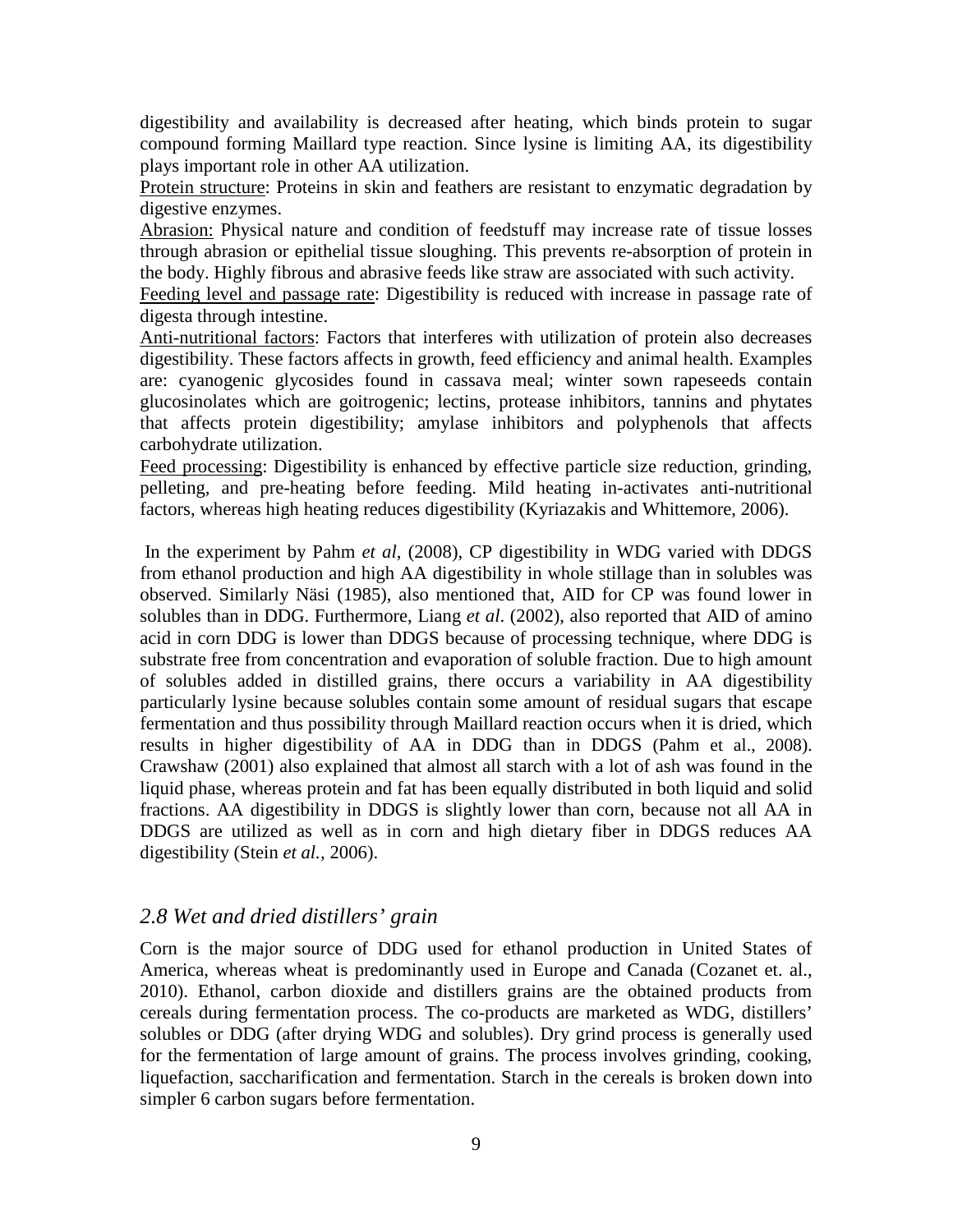digestibility and availability is decreased after heating, which binds protein to sugar compound forming Maillard type reaction. Since lysine is limiting AA, its digestibility plays important role in other AA utilization.

Protein structure: Proteins in skin and feathers are resistant to enzymatic degradation by digestive enzymes.

Abrasion: Physical nature and condition of feedstuff may increase rate of tissue losses through abrasion or epithelial tissue sloughing. This prevents re-absorption of protein in the body. Highly fibrous and abrasive feeds like straw are associated with such activity.

Feeding level and passage rate: Digestibility is reduced with increase in passage rate of digesta through intestine.

Anti-nutritional factors: Factors that interferes with utilization of protein also decreases digestibility. These factors affects in growth, feed efficiency and animal health. Examples are: cyanogenic glycosides found in cassava meal; winter sown rapeseeds contain glucosinolates which are goitrogenic; lectins, protease inhibitors, tannins and phytates that affects protein digestibility; amylase inhibitors and polyphenols that affects carbohydrate utilization.

Feed processing: Digestibility is enhanced by effective particle size reduction, grinding, pelleting, and pre-heating before feeding. Mild heating in-activates anti-nutritional factors, whereas high heating reduces digestibility (Kyriazakis and Whittemore, 2006).

In the experiment by Pahm *et al*, (2008), CP digestibility in WDG varied with DDGS from ethanol production and high AA digestibility in whole stillage than in solubles was observed. Similarly Näsi (1985), also mentioned that, AID for CP was found lower in solubles than in DDG. Furthermore, Liang *et al*. (2002), also reported that AID of amino acid in corn DDG is lower than DDGS because of processing technique, where DDG is substrate free from concentration and evaporation of soluble fraction. Due to high amount of solubles added in distilled grains, there occurs a variability in AA digestibility particularly lysine because solubles contain some amount of residual sugars that escape fermentation and thus possibility through Maillard reaction occurs when it is dried, which results in higher digestibility of AA in DDG than in DDGS (Pahm et al., 2008). Crawshaw (2001) also explained that almost all starch with a lot of ash was found in the liquid phase, whereas protein and fat has been equally distributed in both liquid and solid fractions. AA digestibility in DDGS is slightly lower than corn, because not all AA in DDGS are utilized as well as in corn and high dietary fiber in DDGS reduces AA digestibility (Stein *et al.,* 2006).

## *2.8 Wet and dried distillers' grain*

Corn is the major source of DDG used for ethanol production in United States of America, whereas wheat is predominantly used in Europe and Canada (Cozanet et. al., 2010). Ethanol, carbon dioxide and distillers grains are the obtained products from cereals during fermentation process. The co-products are marketed as WDG, distillers' solubles or DDG (after drying WDG and solubles). Dry grind process is generally used for the fermentation of large amount of grains. The process involves grinding, cooking, liquefaction, saccharification and fermentation. Starch in the cereals is broken down into simpler 6 carbon sugars before fermentation.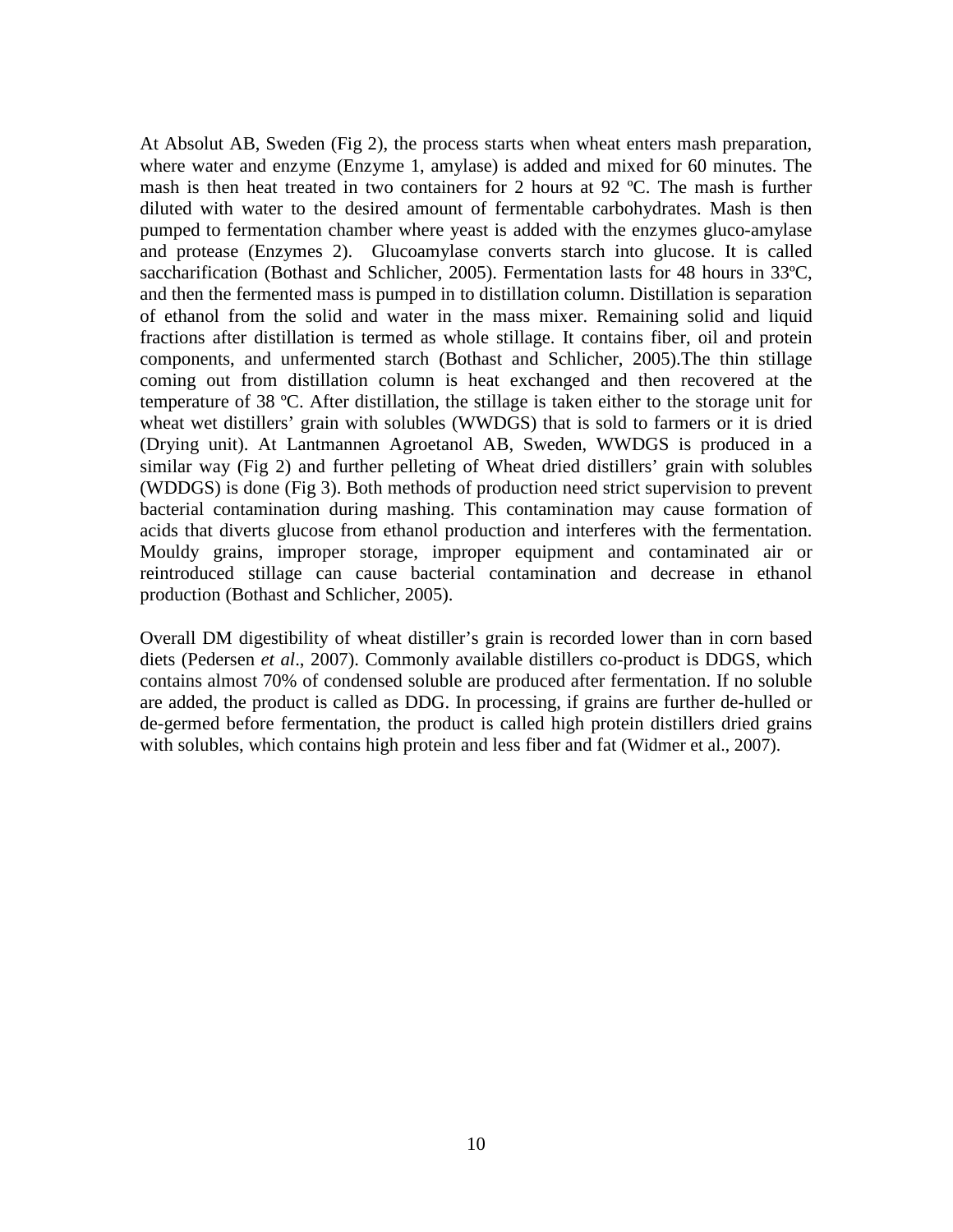At Absolut AB, Sweden (Fig 2), the process starts when wheat enters mash preparation, where water and enzyme (Enzyme 1, amylase) is added and mixed for 60 minutes. The mash is then heat treated in two containers for 2 hours at 92 ºC. The mash is further diluted with water to the desired amount of fermentable carbohydrates. Mash is then pumped to fermentation chamber where yeast is added with the enzymes gluco-amylase and protease (Enzymes 2). Glucoamylase converts starch into glucose. It is called saccharification (Bothast and Schlicher, 2005). Fermentation lasts for 48 hours in 33ºC, and then the fermented mass is pumped in to distillation column. Distillation is separation of ethanol from the solid and water in the mass mixer. Remaining solid and liquid fractions after distillation is termed as whole stillage. It contains fiber, oil and protein components, and unfermented starch (Bothast and Schlicher, 2005).The thin stillage coming out from distillation column is heat exchanged and then recovered at the temperature of 38 ºC. After distillation, the stillage is taken either to the storage unit for wheat wet distillers' grain with solubles (WWDGS) that is sold to farmers or it is dried (Drying unit). At Lantmannen Agroetanol AB, Sweden, WWDGS is produced in a similar way (Fig 2) and further pelleting of Wheat dried distillers' grain with solubles (WDDGS) is done (Fig 3). Both methods of production need strict supervision to prevent bacterial contamination during mashing. This contamination may cause formation of acids that diverts glucose from ethanol production and interferes with the fermentation. Mouldy grains, improper storage, improper equipment and contaminated air or reintroduced stillage can cause bacterial contamination and decrease in ethanol production (Bothast and Schlicher, 2005).

Overall DM digestibility of wheat distiller's grain is recorded lower than in corn based diets (Pedersen *et al*., 2007). Commonly available distillers co-product is DDGS, which contains almost 70% of condensed soluble are produced after fermentation. If no soluble are added, the product is called as DDG. In processing, if grains are further de-hulled or de-germed before fermentation, the product is called high protein distillers dried grains with solubles, which contains high protein and less fiber and fat (Widmer et al., 2007).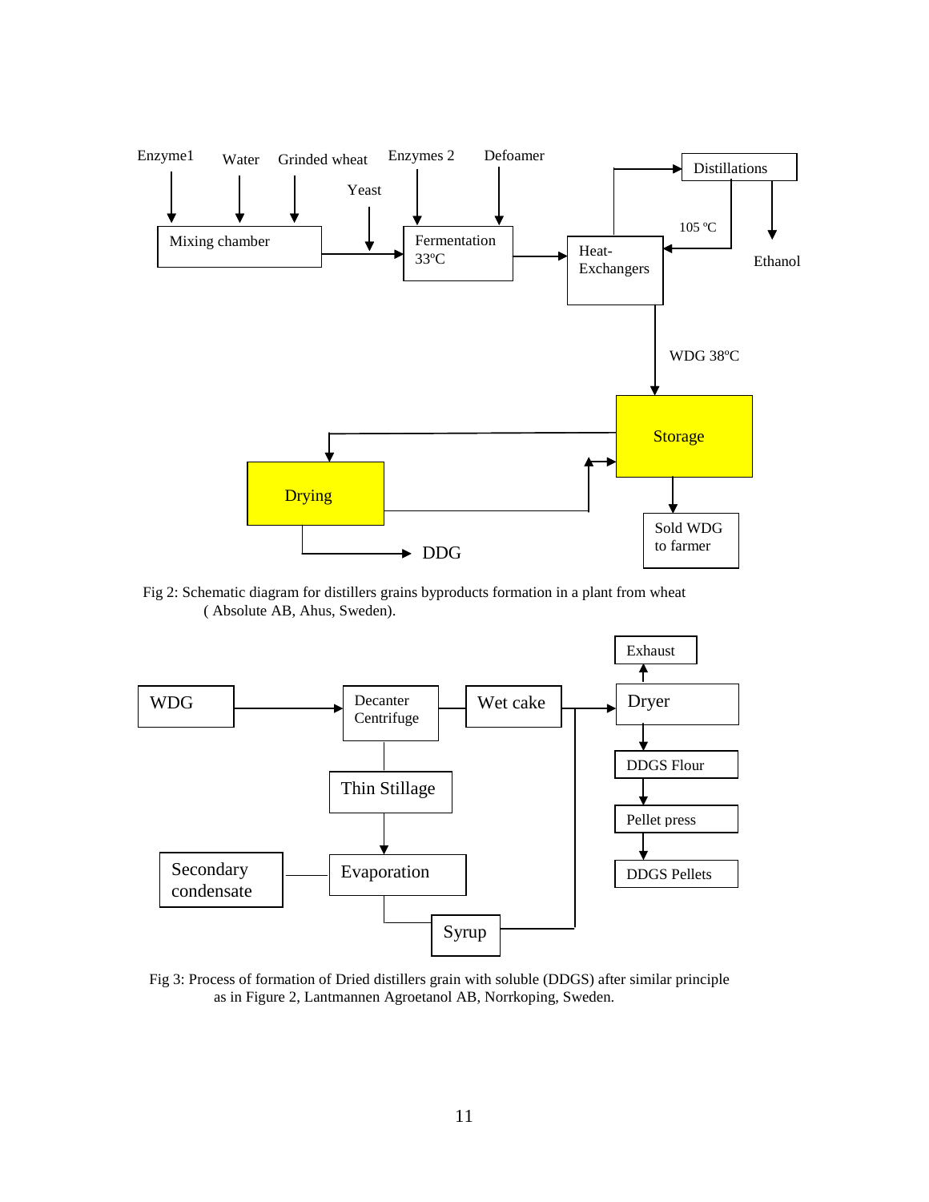Enzyme1 Water Grinded wheat Enzymes 2 Defoamer

Yeast

Mixing chamber → Fermentation 33ºC → Heat-Exchangers → Distillations → Ethanol

105 ºC

WDG 38ºC

Storage

Drying

DDG

Sold WDG to farmer

Fig 2: Schematic diagram for distillers grains byproducts formation in a plant from wheat ( Absolute AB, Ahus, Sweden).

WDG → Decanter Centrifuge → Wet cake → Dryer

Exhaust

Thin Stillage

DDGS Flour

Pellet press

Secondary condensate

Evaporation

DDGS Pellets

Syrup

Fig 3: Process of formation of Dried distillers grain with soluble (DDGS) after similar principle as in Figure 2, Lantmannen Agroetanol AB, Norrkoping, Sweden.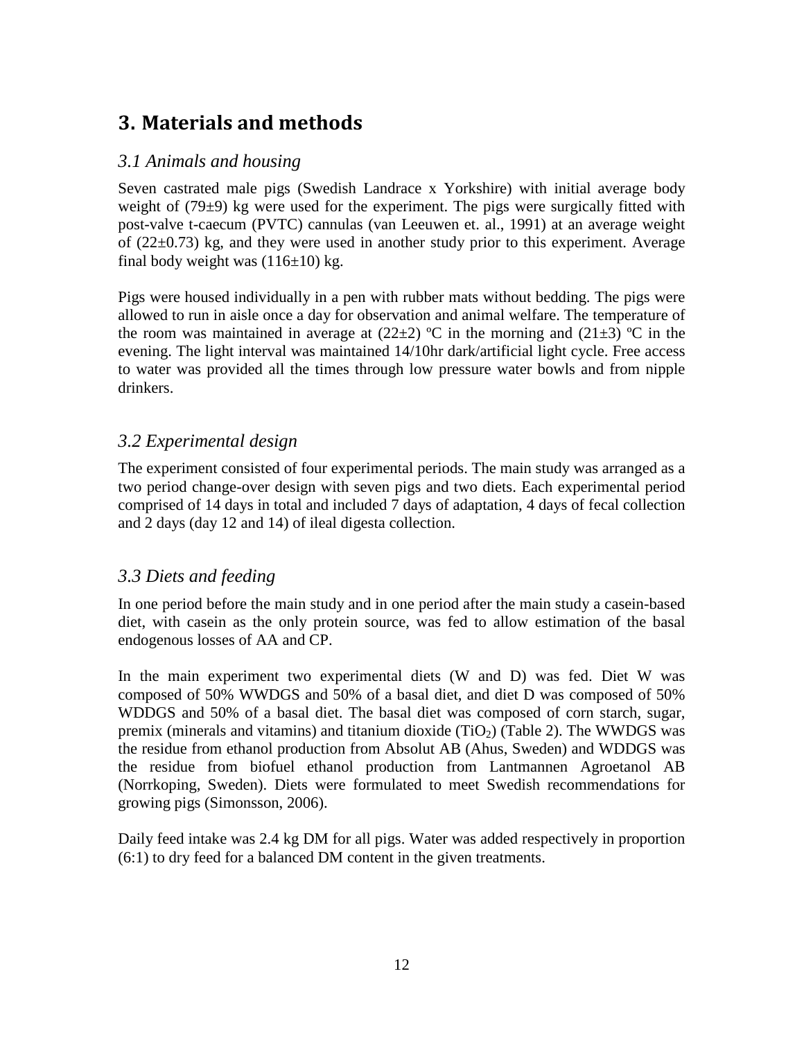# 3. Materials and methods

## *3.1 Animals and housing*

Seven castrated male pigs (Swedish Landrace x Yorkshire) with initial average body weight of (79±9) kg were used for the experiment. The pigs were surgically fitted with post-valve t-caecum (PVTC) cannulas (van Leeuwen et. al., 1991) at an average weight of (22±0.73) kg, and they were used in another study prior to this experiment. Average final body weight was (116±10) kg.

Pigs were housed individually in a pen with rubber mats without bedding. The pigs were allowed to run in aisle once a day for observation and animal welfare. The temperature of the room was maintained in average at (22±2) ºC in the morning and (21±3) ºC in the evening. The light interval was maintained 14/10hr dark/artificial light cycle. Free access to water was provided all the times through low pressure water bowls and from nipple drinkers.

## *3.2 Experimental design*

The experiment consisted of four experimental periods. The main study was arranged as a two period change-over design with seven pigs and two diets. Each experimental period comprised of 14 days in total and included 7 days of adaptation, 4 days of fecal collection and 2 days (day 12 and 14) of ileal digesta collection.

## *3.3 Diets and feeding*

In one period before the main study and in one period after the main study a casein-based diet, with casein as the only protein source, was fed to allow estimation of the basal endogenous losses of AA and CP.

In the main experiment two experimental diets (W and D) was fed. Diet W was composed of 50% WWDGS and 50% of a basal diet, and diet D was composed of 50% WDDGS and 50% of a basal diet. The basal diet was composed of corn starch, sugar, premix (minerals and vitamins) and titanium dioxide ($TiO_2$) (Table 2). The WWDGS was the residue from ethanol production from Absolut AB (Ahus, Sweden) and WDDGS was the residue from biofuel ethanol production from Lantmannen Agroetanol AB (Norrkoping, Sweden). Diets were formulated to meet Swedish recommendations for growing pigs (Simonsson, 2006).

Daily feed intake was 2.4 kg DM for all pigs. Water was added respectively in proportion (6:1) to dry feed for a balanced DM content in the given treatments.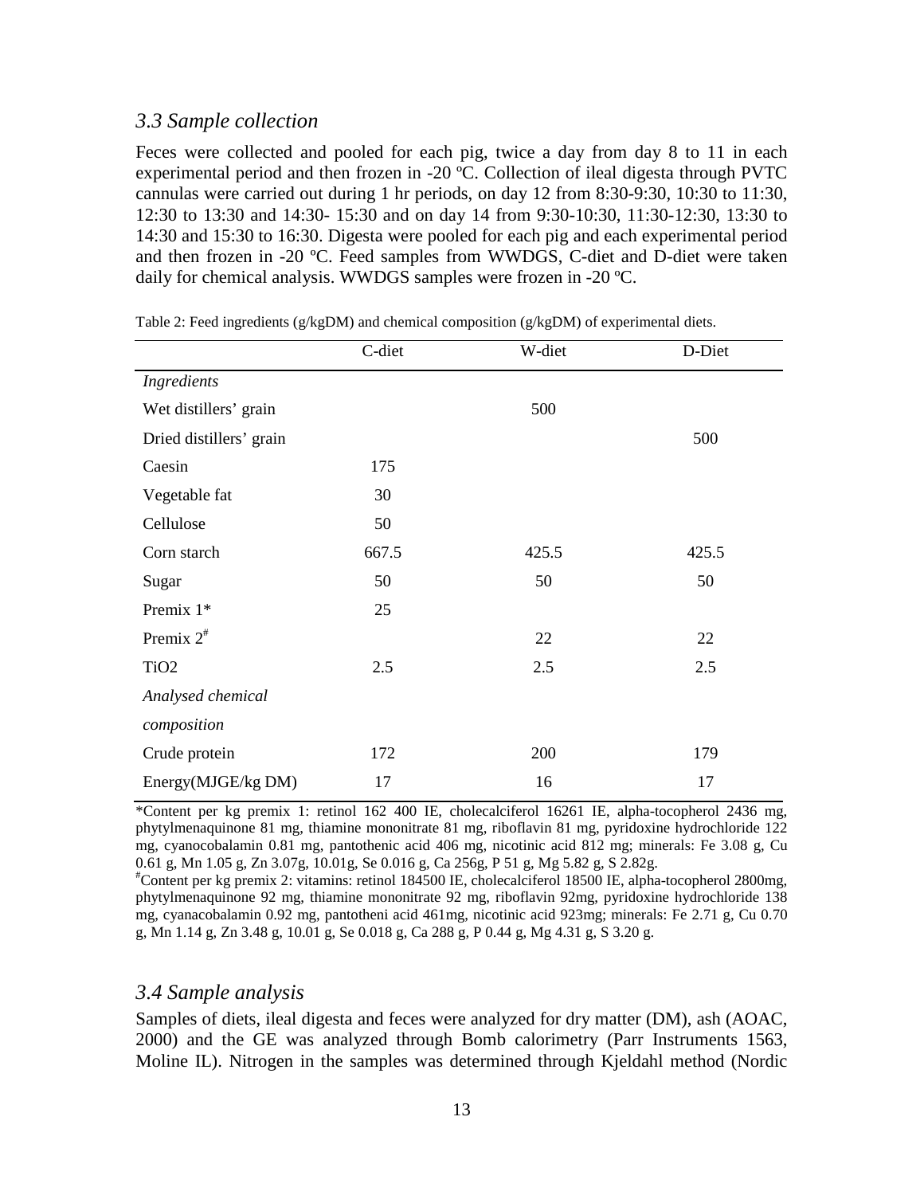### *3.3 Sample collection*

Feces were collected and pooled for each pig, twice a day from day 8 to 11 in each experimental period and then frozen in -20 ºC. Collection of ileal digesta through PVTC cannulas were carried out during 1 hr periods, on day 12 from 8:30-9:30, 10:30 to 11:30, 12:30 to 13:30 and 14:30- 15:30 and on day 14 from 9:30-10:30, 11:30-12:30, 13:30 to 14:30 and 15:30 to 16:30. Digesta were pooled for each pig and each experimental period and then frozen in -20 ºC. Feed samples from WWDGS, C-diet and D-diet were taken daily for chemical analysis. WWDGS samples were frozen in -20 ºC.

Table 2: Feed ingredients (g/kgDM) and chemical composition (g/kgDM) of experimental diets.

| | C-diet | W-diet | D-Diet |
|---|---|---|---|
| *Ingredients* | | | |
| Wet distillers' grain | | 500 | |
| Dried distillers' grain | | | 500 |
| Caesin | 175 | | |
| Vegetable fat | 30 | | |
| Cellulose | 50 | | |
| Corn starch | 667.5 | 425.5 | 425.5 |
| Sugar | 50 | 50 | 50 |
| Premix 1* | 25 | | |
| Premix 2[#] | | 22 | 22 |
| $TiO_2$ | 2.5 | 2.5 | 2.5 |
| *Analysed chemical composition* | | | |
| Crude protein | 172 | 200 | 179 |
| Energy(MJGE/kg DM) | 17 | 16 | 17 |

*Content per kg premix 1: retinol 162 400 IE, cholecalciferol 16261 IE, alpha-tocopherol 2436 mg, phytylmenaquinone 81 mg, thiamine mononitrate 81 mg, riboflavin 81 mg, pyridoxine hydrochloride 122 mg, cyanocobalamin 0.81 mg, pantothenic acid 406 mg, nicotinic acid 812 mg; minerals: Fe 3.08 g, Cu 0.61 g, Mn 1.05 g, Zn 3.07g, 10.01g, Se 0.016 g, Ca 256g, P 51 g, Mg 5.82 g, S 2.82g.

[#]Content per kg premix 2: vitamins: retinol 184500 IE, cholecalciferol 18500 IE, alpha-tocopherol 2800mg, phytylmenaquinone 92 mg, thiamine mononitrate 92 mg, riboflavin 92mg, pyridoxine hydrochloride 138 mg, cyanacobalamin 0.92 mg, pantotheni acid 461mg, nicotinic acid 923mg; minerals: Fe 2.71 g, Cu 0.70 g, Mn 1.14 g, Zn 3.48 g, 10.01 g, Se 0.018 g, Ca 288 g, P 0.44 g, Mg 4.31 g, S 3.20 g.

### *3.4 Sample analysis*

Samples of diets, ileal digesta and feces were analyzed for dry matter (DM), ash (AOAC, 2000) and the GE was analyzed through Bomb calorimetry (Parr Instruments 1563, Moline IL). Nitrogen in the samples was determined through Kjeldahl method (Nordic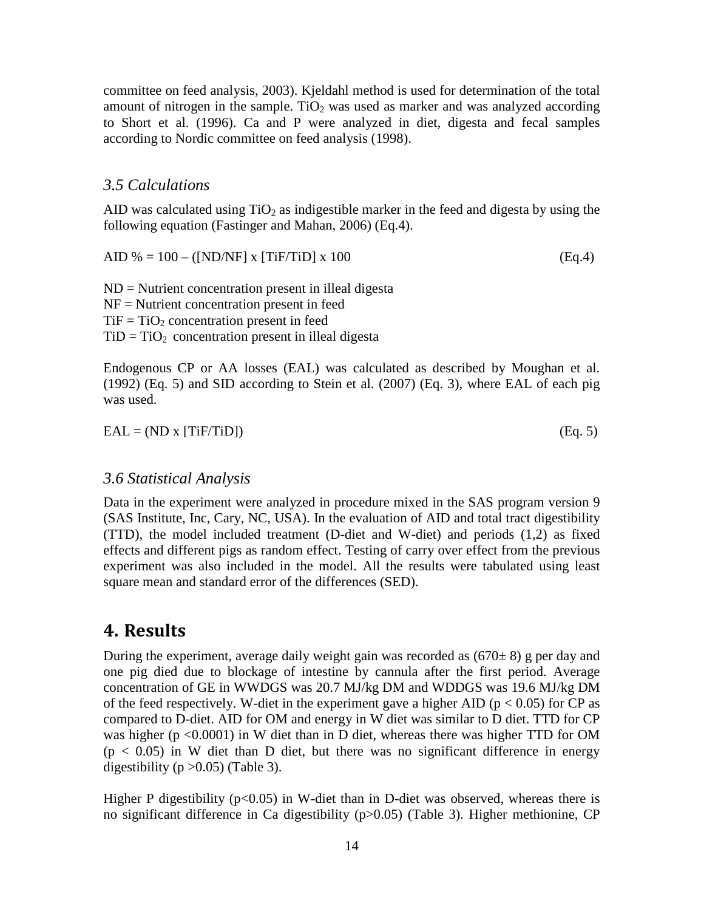committee on feed analysis, 2003). Kjeldahl method is used for determination of the total amount of nitrogen in the sample. $TiO_2$ was used as marker and was analyzed according to Short et al. (1996). Ca and P were analyzed in diet, digesta and fecal samples according to Nordic committee on feed analysis (1998).

### *3.5 Calculations*

AID was calculated using $TiO_2$ as indigestible marker in the feed and digesta by using the following equation (Fastinger and Mahan, 2006) (Eq.4).

$$\text{AID \%} = 100 - ([\text{ND/NF}] \times [\text{TiF/TiD}] \times 100 \qquad \text{(Eq.4)}$$

ND = Nutrient concentration present in illeal digesta
NF = Nutrient concentration present in feed
TiF = $TiO_2$ concentration present in feed
TiD = $TiO_2$ concentration present in illeal digesta

Endogenous CP or AA losses (EAL) was calculated as described by Moughan et al. (1992) (Eq. 5) and SID according to Stein et al. (2007) (Eq. 3), where EAL of each pig was used.

$$\text{EAL} = (\text{ND} \times [\text{TiF/TiD}]) \qquad \text{(Eq. 5)}$$

### *3.6 Statistical Analysis*

Data in the experiment were analyzed in procedure mixed in the SAS program version 9 (SAS Institute, Inc, Cary, NC, USA). In the evaluation of AID and total tract digestibility (TTD), the model included treatment (D-diet and W-diet) and periods (1,2) as fixed effects and different pigs as random effect. Testing of carry over effect from the previous experiment was also included in the model. All the results were tabulated using least square mean and standard error of the differences (SED).

## 4. Results

During the experiment, average daily weight gain was recorded as (670± 8) g per day and one pig died due to blockage of intestine by cannula after the first period. Average concentration of GE in WWDGS was 20.7 MJ/kg DM and WDDGS was 19.6 MJ/kg DM of the feed respectively. W-diet in the experiment gave a higher AID ($p < 0.05$) for CP as compared to D-diet. AID for OM and energy in W diet was similar to D diet. TTD for CP was higher ($p < 0.0001$) in W diet than in D diet, whereas there was higher TTD for OM ($p < 0.05$) in W diet than D diet, but there was no significant difference in energy digestibility ($p > 0.05$) (Table 3).

Higher P digestibility ($p < 0.05$) in W-diet than in D-diet was observed, whereas there is no significant difference in Ca digestibility ($p > 0.05$) (Table 3). Higher methionine, CP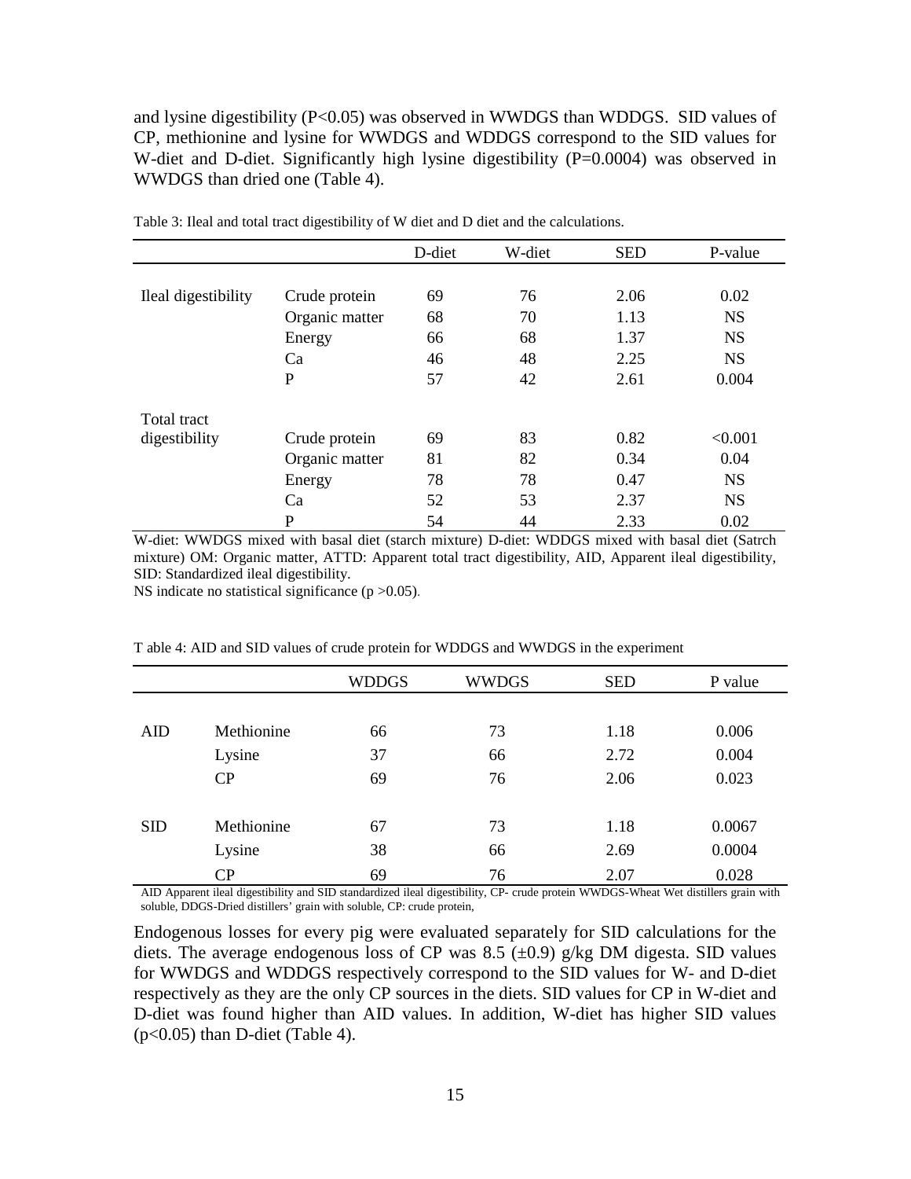and lysine digestibility (P<0.05) was observed in WWDGS than WDDGS. SID values of CP, methionine and lysine for WWDGS and WDDGS correspond to the SID values for W-diet and D-diet. Significantly high lysine digestibility (P=0.0004) was observed in WWDGS than dried one (Table 4).

Table 3: Ileal and total tract digestibility of W diet and D diet and the calculations.

| | | D-diet | W-diet | SED | P-value |
|---|---|---|---|---|---|
| Ileal digestibility | Crude protein | 69 | 76 | 2.06 | 0.02 |
| | Organic matter | 68 | 70 | 1.13 | NS |
| | Energy | 66 | 68 | 1.37 | NS |
| | Ca | 46 | 48 | 2.25 | NS |
| | P | 57 | 42 | 2.61 | 0.004 |
| Total tract digestibility | Crude protein | 69 | 83 | 0.82 | <0.001 |
| | Organic matter | 81 | 82 | 0.34 | 0.04 |
| | Energy | 78 | 78 | 0.47 | NS |
| | Ca | 52 | 53 | 2.37 | NS |
| | P | 54 | 44 | 2.33 | 0.02 |

W-diet: WWDGS mixed with basal diet (starch mixture) D-diet: WDDGS mixed with basal diet (Satrch mixture) OM: Organic matter, ATTD: Apparent total tract digestibility, AID, Apparent ileal digestibility, SID: Standardized ileal digestibility.

NS indicate no statistical significance (p >0.05).

T able 4: AID and SID values of crude protein for WDDGS and WWDGS in the experiment

| | | WDDGS | WWDGS | SED | P value |
|---|---|---|---|---|---|
| AID | Methionine | 66 | 73 | 1.18 | 0.006 |
| | Lysine | 37 | 66 | 2.72 | 0.004 |
| | CP | 69 | 76 | 2.06 | 0.023 |
| SID | Methionine | 67 | 73 | 1.18 | 0.0067 |
| | Lysine | 38 | 66 | 2.69 | 0.0004 |
| | CP | 69 | 76 | 2.07 | 0.028 |

AID Apparent ileal digestibility and SID standardized ileal digestibility, CP- crude protein WWDGS-Wheat Wet distillers grain with soluble, DDGS-Dried distillers' grain with soluble, CP: crude protein,

Endogenous losses for every pig were evaluated separately for SID calculations for the diets. The average endogenous loss of CP was 8.5 (±0.9) g/kg DM digesta. SID values for WWDGS and WDDGS respectively correspond to the SID values for W- and D-diet respectively as they are the only CP sources in the diets. SID values for CP in W-diet and D-diet was found higher than AID values. In addition, W-diet has higher SID values (p<0.05) than D-diet (Table 4).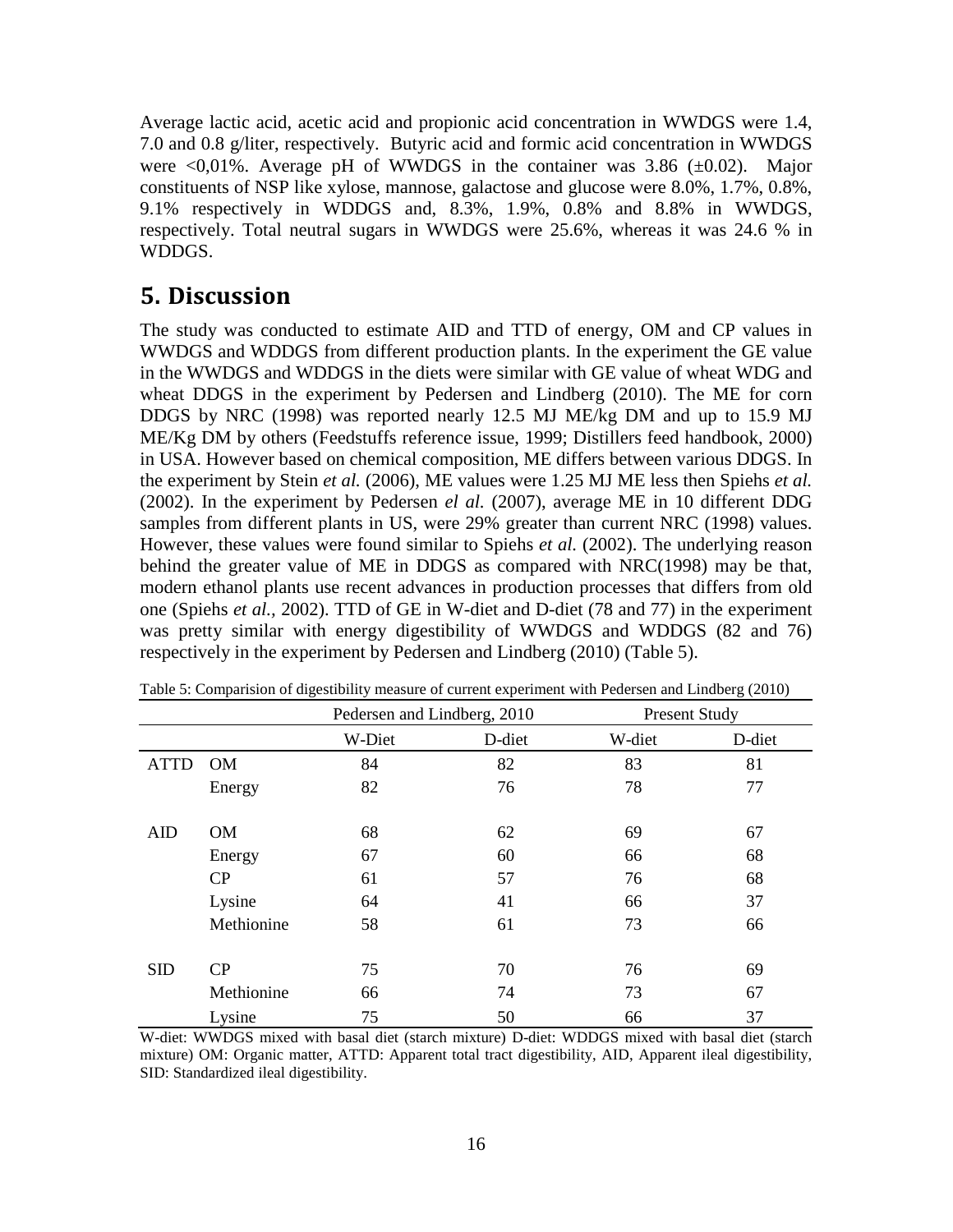Average lactic acid, acetic acid and propionic acid concentration in WWDGS were 1.4, 7.0 and 0.8 g/liter, respectively. Butyric acid and formic acid concentration in WWDGS were <0,01%. Average pH of WWDGS in the container was 3.86 (±0.02). Major constituents of NSP like xylose, mannose, galactose and glucose were 8.0%, 1.7%, 0.8%, 9.1% respectively in WDDGS and, 8.3%, 1.9%, 0.8% and 8.8% in WWDGS, respectively. Total neutral sugars in WWDGS were 25.6%, whereas it was 24.6 % in WDDGS.

# 5. Discussion

The study was conducted to estimate AID and TTD of energy, OM and CP values in WWDGS and WDDGS from different production plants. In the experiment the GE value in the WWDGS and WDDGS in the diets were similar with GE value of wheat WDG and wheat DDGS in the experiment by Pedersen and Lindberg (2010). The ME for corn DDGS by NRC (1998) was reported nearly 12.5 MJ ME/kg DM and up to 15.9 MJ ME/Kg DM by others (Feedstuffs reference issue, 1999; Distillers feed handbook, 2000) in USA. However based on chemical composition, ME differs between various DDGS. In the experiment by Stein *et al.* (2006), ME values were 1.25 MJ ME less then Spiehs *et al.* (2002). In the experiment by Pedersen *el al.* (2007), average ME in 10 different DDG samples from different plants in US, were 29% greater than current NRC (1998) values. However, these values were found similar to Spiehs *et al.* (2002). The underlying reason behind the greater value of ME in DDGS as compared with NRC(1998) may be that, modern ethanol plants use recent advances in production processes that differs from old one (Spiehs *et al.,* 2002). TTD of GE in W-diet and D-diet (78 and 77) in the experiment was pretty similar with energy digestibility of WWDGS and WDDGS (82 and 76) respectively in the experiment by Pedersen and Lindberg (2010) (Table 5).

Table 5: Comparision of digestibility measure of current experiment with Pedersen and Lindberg (2010)

| | | Pedersen and Lindberg, 2010 | | Present Study | |
|---|---|---|---|---|---|
| | | W-Diet | D-diet | W-diet | D-diet |
| ATTD | OM | 84 | 82 | 83 | 81 |
| | Energy | 82 | 76 | 78 | 77 |
| AID | OM | 68 | 62 | 69 | 67 |
| | Energy | 67 | 60 | 66 | 68 |
| | CP | 61 | 57 | 76 | 68 |
| | Lysine | 64 | 41 | 66 | 37 |
| | Methionine | 58 | 61 | 73 | 66 |
| SID | CP | 75 | 70 | 76 | 69 |
| | Methionine | 66 | 74 | 73 | 67 |
| | Lysine | 75 | 50 | 66 | 37 |

W-diet: WWDGS mixed with basal diet (starch mixture) D-diet: WDDGS mixed with basal diet (starch mixture) OM: Organic matter, ATTD: Apparent total tract digestibility, AID, Apparent ileal digestibility, SID: Standardized ileal digestibility.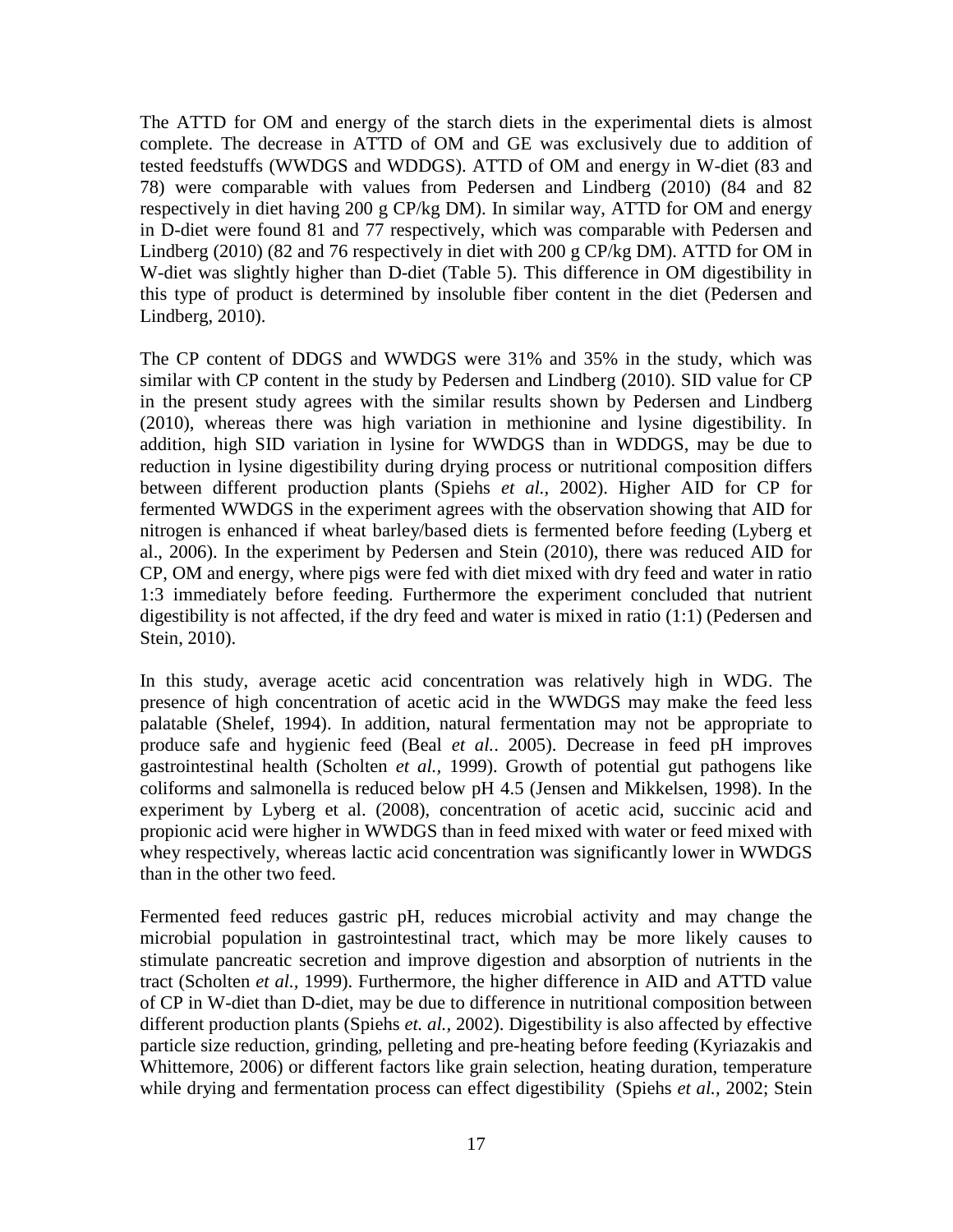The ATTD for OM and energy of the starch diets in the experimental diets is almost complete. The decrease in ATTD of OM and GE was exclusively due to addition of tested feedstuffs (WWDGS and WDDGS). ATTD of OM and energy in W-diet (83 and 78) were comparable with values from Pedersen and Lindberg (2010) (84 and 82 respectively in diet having 200 g CP/kg DM). In similar way, ATTD for OM and energy in D-diet were found 81 and 77 respectively, which was comparable with Pedersen and Lindberg (2010) (82 and 76 respectively in diet with 200 g CP/kg DM). ATTD for OM in W-diet was slightly higher than D-diet (Table 5). This difference in OM digestibility in this type of product is determined by insoluble fiber content in the diet (Pedersen and Lindberg, 2010).

The CP content of DDGS and WWDGS were 31% and 35% in the study, which was similar with CP content in the study by Pedersen and Lindberg (2010). SID value for CP in the present study agrees with the similar results shown by Pedersen and Lindberg (2010), whereas there was high variation in methionine and lysine digestibility. In addition, high SID variation in lysine for WWDGS than in WDDGS, may be due to reduction in lysine digestibility during drying process or nutritional composition differs between different production plants (Spiehs *et al.,* 2002). Higher AID for CP for fermented WWDGS in the experiment agrees with the observation showing that AID for nitrogen is enhanced if wheat barley/based diets is fermented before feeding (Lyberg et al., 2006). In the experiment by Pedersen and Stein (2010), there was reduced AID for CP, OM and energy, where pigs were fed with diet mixed with dry feed and water in ratio 1:3 immediately before feeding. Furthermore the experiment concluded that nutrient digestibility is not affected, if the dry feed and water is mixed in ratio (1:1) (Pedersen and Stein, 2010).

In this study, average acetic acid concentration was relatively high in WDG. The presence of high concentration of acetic acid in the WWDGS may make the feed less palatable (Shelef, 1994). In addition, natural fermentation may not be appropriate to produce safe and hygienic feed (Beal *et al.*. 2005). Decrease in feed pH improves gastrointestinal health (Scholten *et al.,* 1999). Growth of potential gut pathogens like coliforms and salmonella is reduced below pH 4.5 (Jensen and Mikkelsen, 1998). In the experiment by Lyberg et al. (2008), concentration of acetic acid, succinic acid and propionic acid were higher in WWDGS than in feed mixed with water or feed mixed with whey respectively, whereas lactic acid concentration was significantly lower in WWDGS than in the other two feed.

Fermented feed reduces gastric pH, reduces microbial activity and may change the microbial population in gastrointestinal tract, which may be more likely causes to stimulate pancreatic secretion and improve digestion and absorption of nutrients in the tract (Scholten *et al.,* 1999). Furthermore, the higher difference in AID and ATTD value of CP in W-diet than D-diet, may be due to difference in nutritional composition between different production plants (Spiehs *et. al.,* 2002). Digestibility is also affected by effective particle size reduction, grinding, pelleting and pre-heating before feeding (Kyriazakis and Whittemore, 2006) or different factors like grain selection, heating duration, temperature while drying and fermentation process can effect digestibility (Spiehs *et al.,* 2002; Stein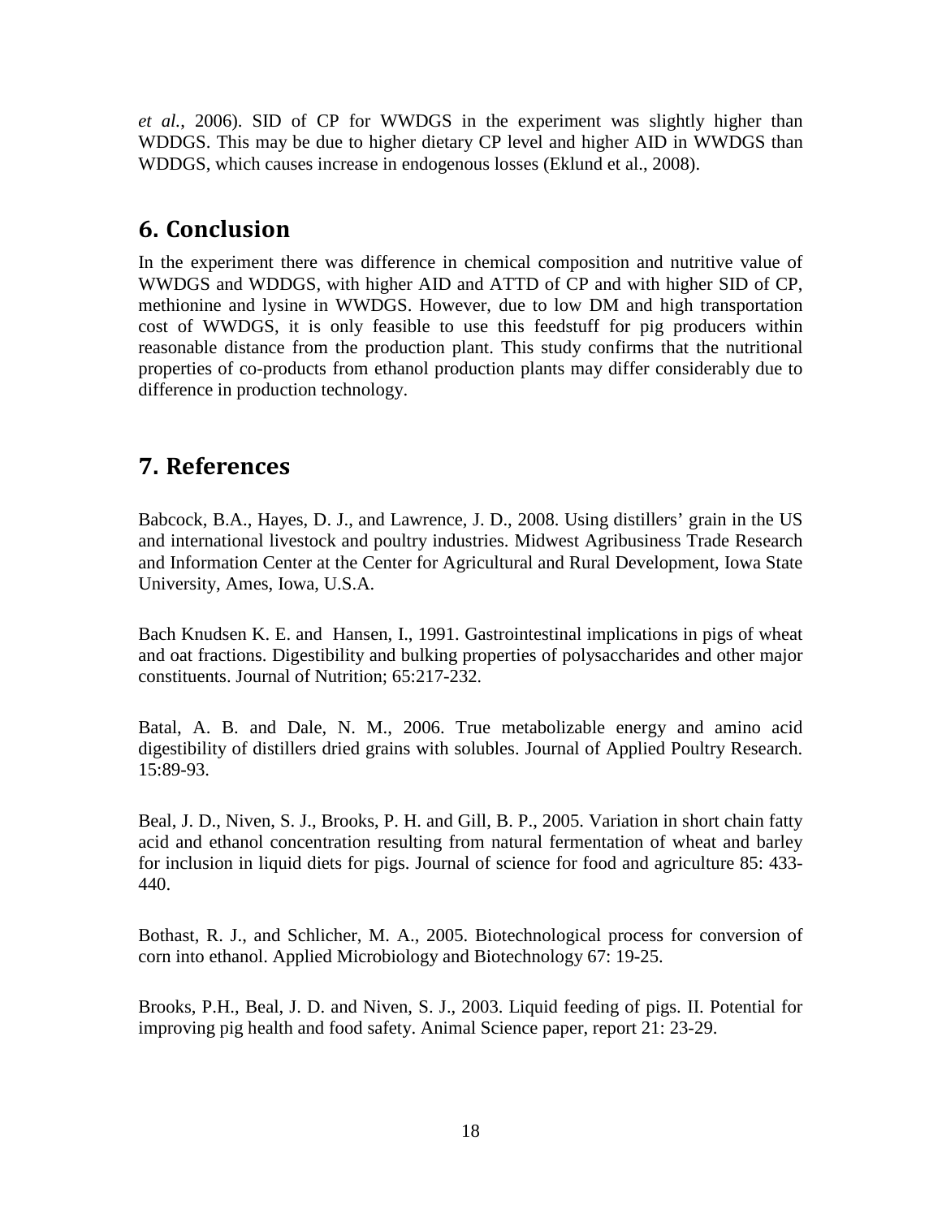*et al.*, 2006). SID of CP for WWDGS in the experiment was slightly higher than WDDGS. This may be due to higher dietary CP level and higher AID in WWDGS than WDDGS, which causes increase in endogenous losses (Eklund et al., 2008).

## 6. Conclusion

In the experiment there was difference in chemical composition and nutritive value of WWDGS and WDDGS, with higher AID and ATTD of CP and with higher SID of CP, methionine and lysine in WWDGS. However, due to low DM and high transportation cost of WWDGS, it is only feasible to use this feedstuff for pig producers within reasonable distance from the production plant. This study confirms that the nutritional properties of co-products from ethanol production plants may differ considerably due to difference in production technology.

## 7. References

Babcock, B.A., Hayes, D. J., and Lawrence, J. D., 2008. Using distillers' grain in the US and international livestock and poultry industries. Midwest Agribusiness Trade Research and Information Center at the Center for Agricultural and Rural Development, Iowa State University, Ames, Iowa, U.S.A.

Bach Knudsen K. E. and Hansen, I., 1991. Gastrointestinal implications in pigs of wheat and oat fractions. Digestibility and bulking properties of polysaccharides and other major constituents. Journal of Nutrition; 65:217-232.

Batal, A. B. and Dale, N. M., 2006. True metabolizable energy and amino acid digestibility of distillers dried grains with solubles. Journal of Applied Poultry Research. 15:89-93.

Beal, J. D., Niven, S. J., Brooks, P. H. and Gill, B. P., 2005. Variation in short chain fatty acid and ethanol concentration resulting from natural fermentation of wheat and barley for inclusion in liquid diets for pigs. Journal of science for food and agriculture 85: 433-440.

Bothast, R. J., and Schlicher, M. A., 2005. Biotechnological process for conversion of corn into ethanol. Applied Microbiology and Biotechnology 67: 19-25.

Brooks, P.H., Beal, J. D. and Niven, S. J., 2003. Liquid feeding of pigs. II. Potential for improving pig health and food safety. Animal Science paper, report 21: 23-29.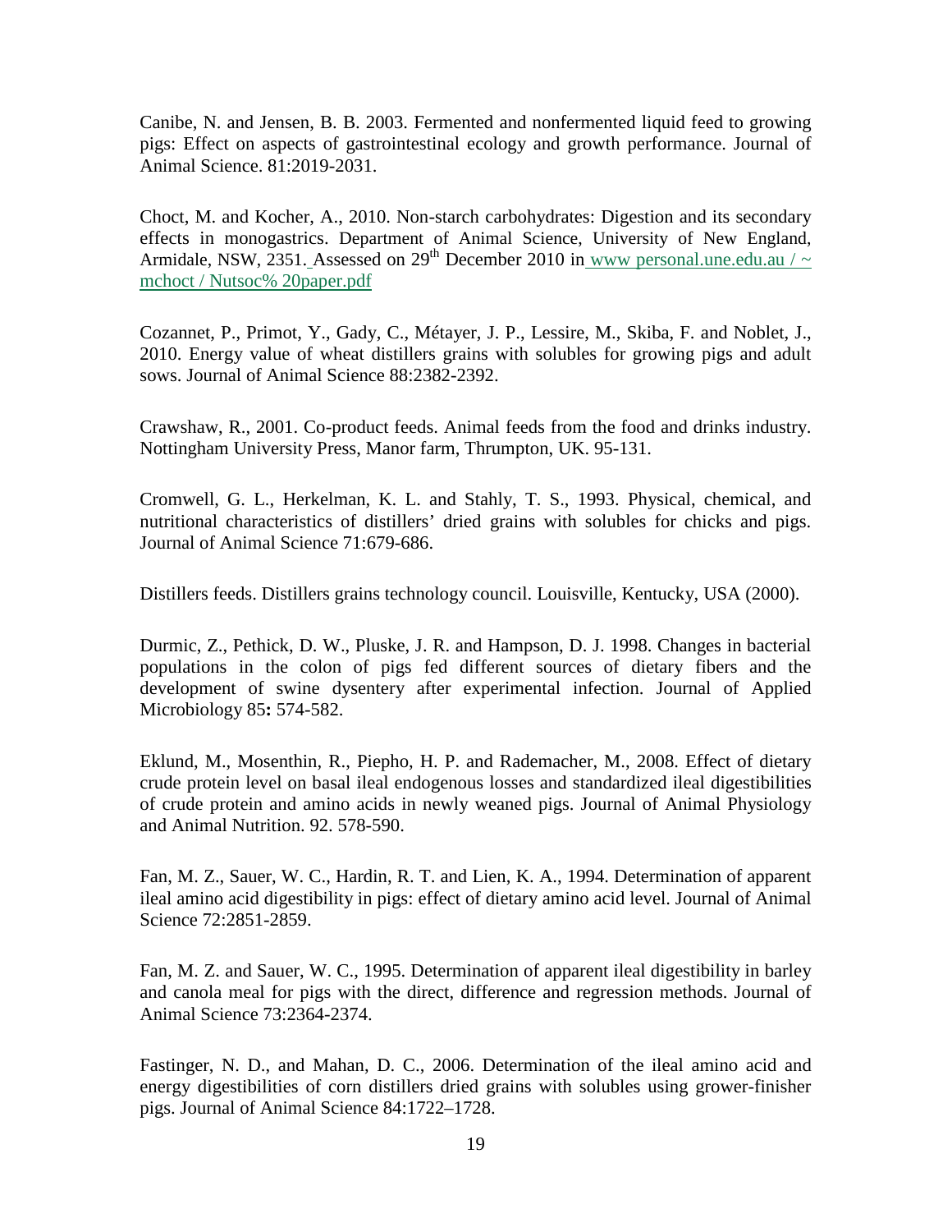Canibe, N. and Jensen, B. B. 2003. Fermented and nonfermented liquid feed to growing pigs: Effect on aspects of gastrointestinal ecology and growth performance. Journal of Animal Science. 81:2019-2031.

Choct, M. and Kocher, A., 2010. Non-starch carbohydrates: Digestion and its secondary effects in monogastrics. Department of Animal Science, University of New England, Armidale, NSW, 2351. Assessed on 29th December 2010 in www personal.une.edu.au / ~ mchoct / Nutsoc% 20paper.pdf

Cozannet, P., Primot, Y., Gady, C., Métayer, J. P., Lessire, M., Skiba, F. and Noblet, J., 2010. Energy value of wheat distillers grains with solubles for growing pigs and adult sows. Journal of Animal Science 88:2382-2392.

Crawshaw, R., 2001. Co-product feeds. Animal feeds from the food and drinks industry. Nottingham University Press, Manor farm, Thrumpton, UK. 95-131.

Cromwell, G. L., Herkelman, K. L. and Stahly, T. S., 1993. Physical, chemical, and nutritional characteristics of distillers' dried grains with solubles for chicks and pigs. Journal of Animal Science 71:679-686.

Distillers feeds. Distillers grains technology council. Louisville, Kentucky, USA (2000).

Durmic, Z., Pethick, D. W., Pluske, J. R. and Hampson, D. J. 1998. Changes in bacterial populations in the colon of pigs fed different sources of dietary fibers and the development of swine dysentery after experimental infection. Journal of Applied Microbiology 85**:** 574-582.

Eklund, M., Mosenthin, R., Piepho, H. P. and Rademacher, M., 2008. Effect of dietary crude protein level on basal ileal endogenous losses and standardized ileal digestibilities of crude protein and amino acids in newly weaned pigs. Journal of Animal Physiology and Animal Nutrition. 92. 578-590.

Fan, M. Z., Sauer, W. C., Hardin, R. T. and Lien, K. A., 1994. Determination of apparent ileal amino acid digestibility in pigs: effect of dietary amino acid level. Journal of Animal Science 72:2851-2859.

Fan, M. Z. and Sauer, W. C., 1995. Determination of apparent ileal digestibility in barley and canola meal for pigs with the direct, difference and regression methods. Journal of Animal Science 73:2364-2374.

Fastinger, N. D., and Mahan, D. C., 2006. Determination of the ileal amino acid and energy digestibilities of corn distillers dried grains with solubles using grower-finisher pigs. Journal of Animal Science 84:1722–1728.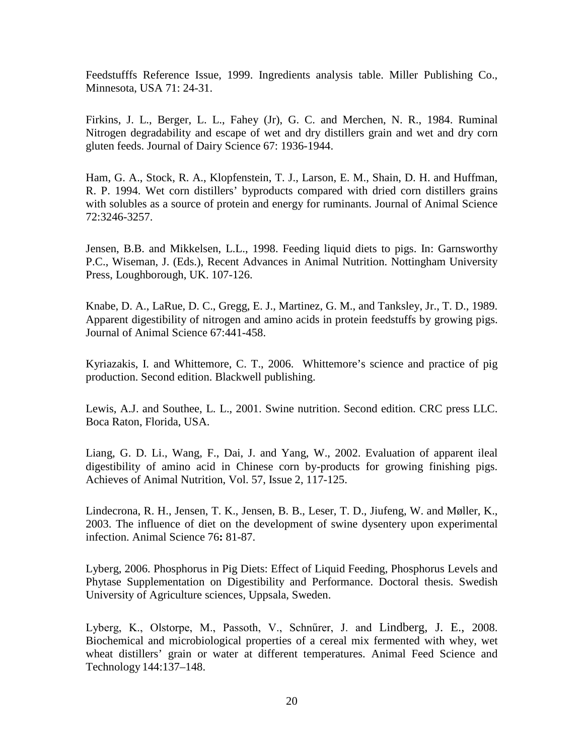Feedstufffs Reference Issue, 1999. Ingredients analysis table. Miller Publishing Co., Minnesota, USA 71: 24-31.

Firkins, J. L., Berger, L. L., Fahey (Jr), G. C. and Merchen, N. R., 1984. Ruminal Nitrogen degradability and escape of wet and dry distillers grain and wet and dry corn gluten feeds. Journal of Dairy Science 67: 1936-1944.

Ham, G. A., Stock, R. A., Klopfenstein, T. J., Larson, E. M., Shain, D. H. and Huffman, R. P. 1994. Wet corn distillers' byproducts compared with dried corn distillers grains with solubles as a source of protein and energy for ruminants. Journal of Animal Science 72:3246-3257.

Jensen, B.B. and Mikkelsen, L.L., 1998. Feeding liquid diets to pigs. In: Garnsworthy P.C., Wiseman, J. (Eds.), Recent Advances in Animal Nutrition. Nottingham University Press, Loughborough, UK. 107-126.

Knabe, D. A., LaRue, D. C., Gregg, E. J., Martinez, G. M., and Tanksley, Jr., T. D., 1989. Apparent digestibility of nitrogen and amino acids in protein feedstuffs by growing pigs. Journal of Animal Science 67:441-458.

Kyriazakis, I. and Whittemore, C. T., 2006. Whittemore's science and practice of pig production. Second edition. Blackwell publishing.

Lewis, A.J. and Southee, L. L., 2001. Swine nutrition. Second edition. CRC press LLC. Boca Raton, Florida, USA.

Liang, G. D. Li., Wang, F., Dai, J. and Yang, W., 2002. Evaluation of apparent ileal digestibility of amino acid in Chinese corn by-products for growing finishing pigs. Achieves of Animal Nutrition, Vol. 57, Issue 2, 117-125.

Lindecrona, R. H., Jensen, T. K., Jensen, B. B., Leser, T. D., Jiufeng, W. and Møller, K., 2003. The influence of diet on the development of swine dysentery upon experimental infection. Animal Science 76**:** 81-87.

Lyberg, 2006. Phosphorus in Pig Diets: Effect of Liquid Feeding, Phosphorus Levels and Phytase Supplementation on Digestibility and Performance. Doctoral thesis. Swedish University of Agriculture sciences, Uppsala, Sweden.

Lyberg, K., Olstorpe, M., Passoth, V., Schnűrer, J. and Lindberg, J. E., 2008. Biochemical and microbiological properties of a cereal mix fermented with whey, wet wheat distillers' grain or water at different temperatures. Animal Feed Science and Technology 144:137–148.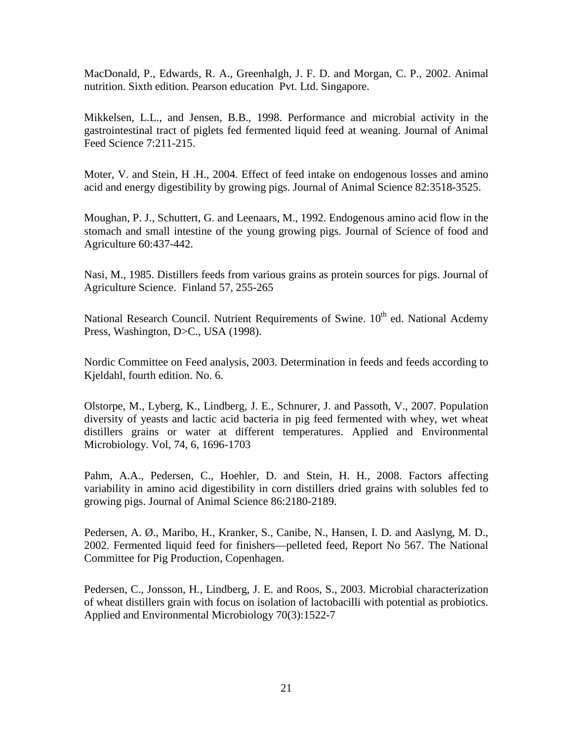MacDonald, P., Edwards, R. A., Greenhalgh, J. F. D. and Morgan, C. P., 2002. Animal nutrition. Sixth edition. Pearson education Pvt. Ltd. Singapore.

Mikkelsen, L.L., and Jensen, B.B., 1998. Performance and microbial activity in the gastrointestinal tract of piglets fed fermented liquid feed at weaning. Journal of Animal Feed Science 7:211-215.

Moter, V. and Stein, H .H., 2004. Effect of feed intake on endogenous losses and amino acid and energy digestibility by growing pigs. Journal of Animal Science 82:3518-3525.

Moughan, P. J., Schuttert, G. and Leenaars, M., 1992. Endogenous amino acid flow in the stomach and small intestine of the young growing pigs. Journal of Science of food and Agriculture 60:437-442.

Nasi, M., 1985. Distillers feeds from various grains as protein sources for pigs. Journal of Agriculture Science. Finland 57, 255-265

National Research Council. Nutrient Requirements of Swine. 10th ed. National Acdemy Press, Washington, D>C., USA (1998).

Nordic Committee on Feed analysis, 2003. Determination in feeds and feeds according to Kjeldahl, fourth edition. No. 6.

Olstorpe, M., Lyberg, K., Lindberg, J. E., Schnurer, J. and Passoth, V., 2007. Population diversity of yeasts and lactic acid bacteria in pig feed fermented with whey, wet wheat distillers grains or water at different temperatures. Applied and Environmental Microbiology. Vol, 74, 6, 1696-1703

Pahm, A.A., Pedersen, C., Hoehler, D. and Stein, H. H., 2008. Factors affecting variability in amino acid digestibility in corn distillers dried grains with solubles fed to growing pigs. Journal of Animal Science 86:2180-2189.

Pedersen, A. Ø., Maribo, H., Kranker, S., Canibe, N., Hansen, I. D. and Aaslyng, M. D., 2002. Fermented liquid feed for finishers—pelleted feed, Report No 567. The National Committee for Pig Production, Copenhagen.

Pedersen, C., Jonsson, H., Lindberg, J. E. and Roos, S., 2003. Microbial characterization of wheat distillers grain with focus on isolation of lactobacilli with potential as probiotics. Applied and Environmental Microbiology 70(3):1522-7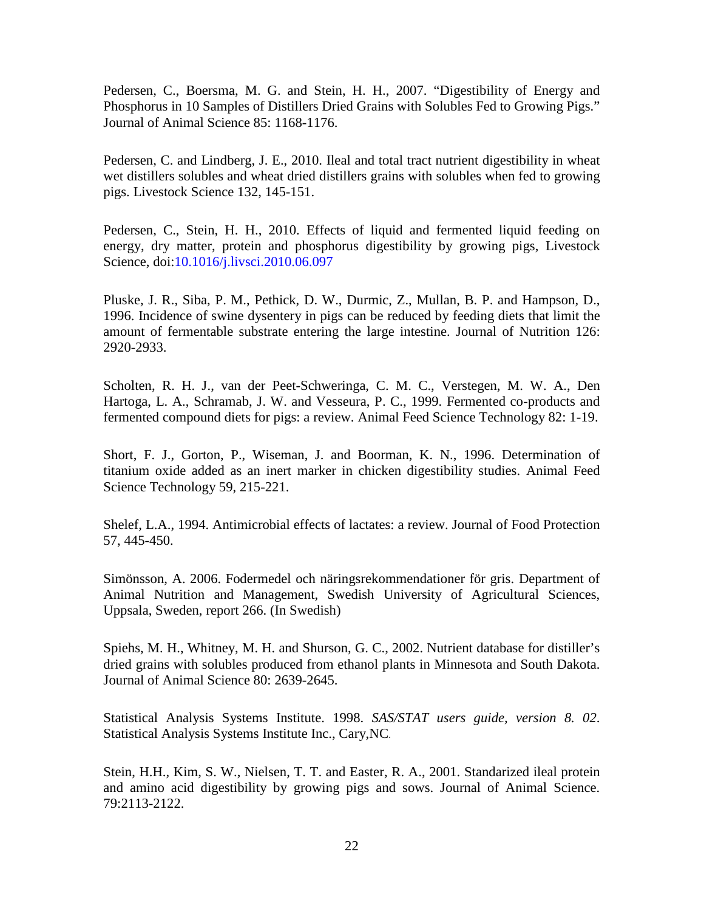Pedersen, C., Boersma, M. G. and Stein, H. H., 2007. "Digestibility of Energy and Phosphorus in 10 Samples of Distillers Dried Grains with Solubles Fed to Growing Pigs." Journal of Animal Science 85: 1168-1176.

Pedersen, C. and Lindberg, J. E., 2010. Ileal and total tract nutrient digestibility in wheat wet distillers solubles and wheat dried distillers grains with solubles when fed to growing pigs. Livestock Science 132, 145-151.

Pedersen, C., Stein, H. H., 2010. Effects of liquid and fermented liquid feeding on energy, dry matter, protein and phosphorus digestibility by growing pigs, Livestock Science, doi:10.1016/j.livsci.2010.06.097

Pluske, J. R., Siba, P. M., Pethick, D. W., Durmic, Z., Mullan, B. P. and Hampson, D., 1996. Incidence of swine dysentery in pigs can be reduced by feeding diets that limit the amount of fermentable substrate entering the large intestine. Journal of Nutrition 126: 2920-2933.

Scholten, R. H. J., van der Peet-Schweringa, C. M. C., Verstegen, M. W. A., Den Hartoga, L. A., Schramab, J. W. and Vesseura, P. C., 1999. Fermented co-products and fermented compound diets for pigs: a review. Animal Feed Science Technology 82: 1-19.

Short, F. J., Gorton, P., Wiseman, J. and Boorman, K. N., 1996. Determination of titanium oxide added as an inert marker in chicken digestibility studies. Animal Feed Science Technology 59, 215-221.

Shelef, L.A., 1994. Antimicrobial effects of lactates: a review. Journal of Food Protection 57, 445-450.

Simönsson, A. 2006. Fodermedel och näringsrekommendationer för gris. Department of Animal Nutrition and Management, Swedish University of Agricultural Sciences, Uppsala, Sweden, report 266. (In Swedish)

Spiehs, M. H., Whitney, M. H. and Shurson, G. C., 2002. Nutrient database for distiller's dried grains with solubles produced from ethanol plants in Minnesota and South Dakota. Journal of Animal Science 80: 2639-2645.

Statistical Analysis Systems Institute. 1998. *SAS/STAT users guide, version 8. 02*. Statistical Analysis Systems Institute Inc., Cary,NC.

Stein, H.H., Kim, S. W., Nielsen, T. T. and Easter, R. A., 2001. Standarized ileal protein and amino acid digestibility by growing pigs and sows. Journal of Animal Science. 79:2113-2122.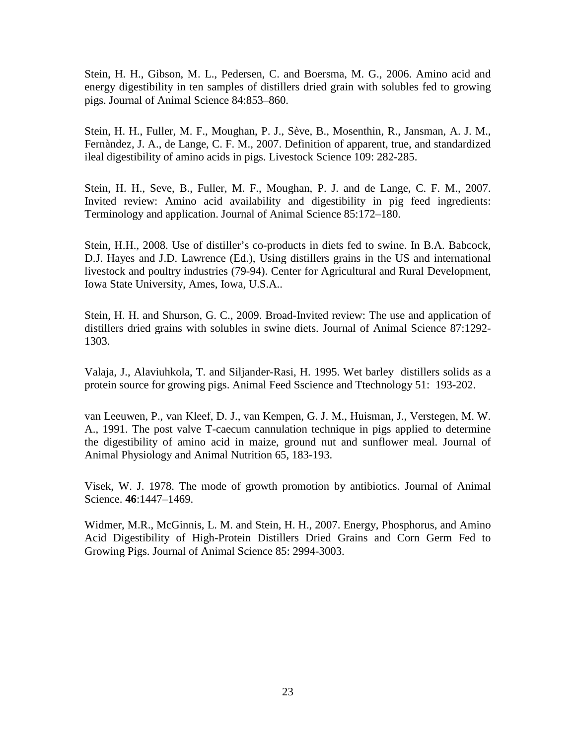Stein, H. H., Gibson, M. L., Pedersen, C. and Boersma, M. G., 2006. Amino acid and energy digestibility in ten samples of distillers dried grain with solubles fed to growing pigs. Journal of Animal Science 84:853–860.

Stein, H. H., Fuller, M. F., Moughan, P. J., Sève, B., Mosenthin, R., Jansman, A. J. M., Fernàndez, J. A., de Lange, C. F. M., 2007. Definition of apparent, true, and standardized ileal digestibility of amino acids in pigs. Livestock Science 109: 282-285.

Stein, H. H., Seve, B., Fuller, M. F., Moughan, P. J. and de Lange, C. F. M., 2007. Invited review: Amino acid availability and digestibility in pig feed ingredients: Terminology and application. Journal of Animal Science 85:172–180.

Stein, H.H., 2008. Use of distiller's co-products in diets fed to swine. In B.A. Babcock, D.J. Hayes and J.D. Lawrence (Ed.), Using distillers grains in the US and international livestock and poultry industries (79-94). Center for Agricultural and Rural Development, Iowa State University, Ames, Iowa, U.S.A..

Stein, H. H. and Shurson, G. C., 2009. Broad-Invited review: The use and application of distillers dried grains with solubles in swine diets. Journal of Animal Science 87:1292-1303.

Valaja, J., Alaviuhkola, T. and Siljander-Rasi, H. 1995. Wet barley distillers solids as a protein source for growing pigs. Animal Feed Sscience and Ttechnology 51: 193-202.

van Leeuwen, P., van Kleef, D. J., van Kempen, G. J. M., Huisman, J., Verstegen, M. W. A., 1991. The post valve T-caecum cannulation technique in pigs applied to determine the digestibility of amino acid in maize, ground nut and sunflower meal. Journal of Animal Physiology and Animal Nutrition 65, 183-193.

Visek, W. J. 1978. The mode of growth promotion by antibiotics. Journal of Animal Science. **46**:1447–1469.

Widmer, M.R., McGinnis, L. M. and Stein, H. H., 2007. Energy, Phosphorus, and Amino Acid Digestibility of High-Protein Distillers Dried Grains and Corn Germ Fed to Growing Pigs. Journal of Animal Science 85: 2994-3003.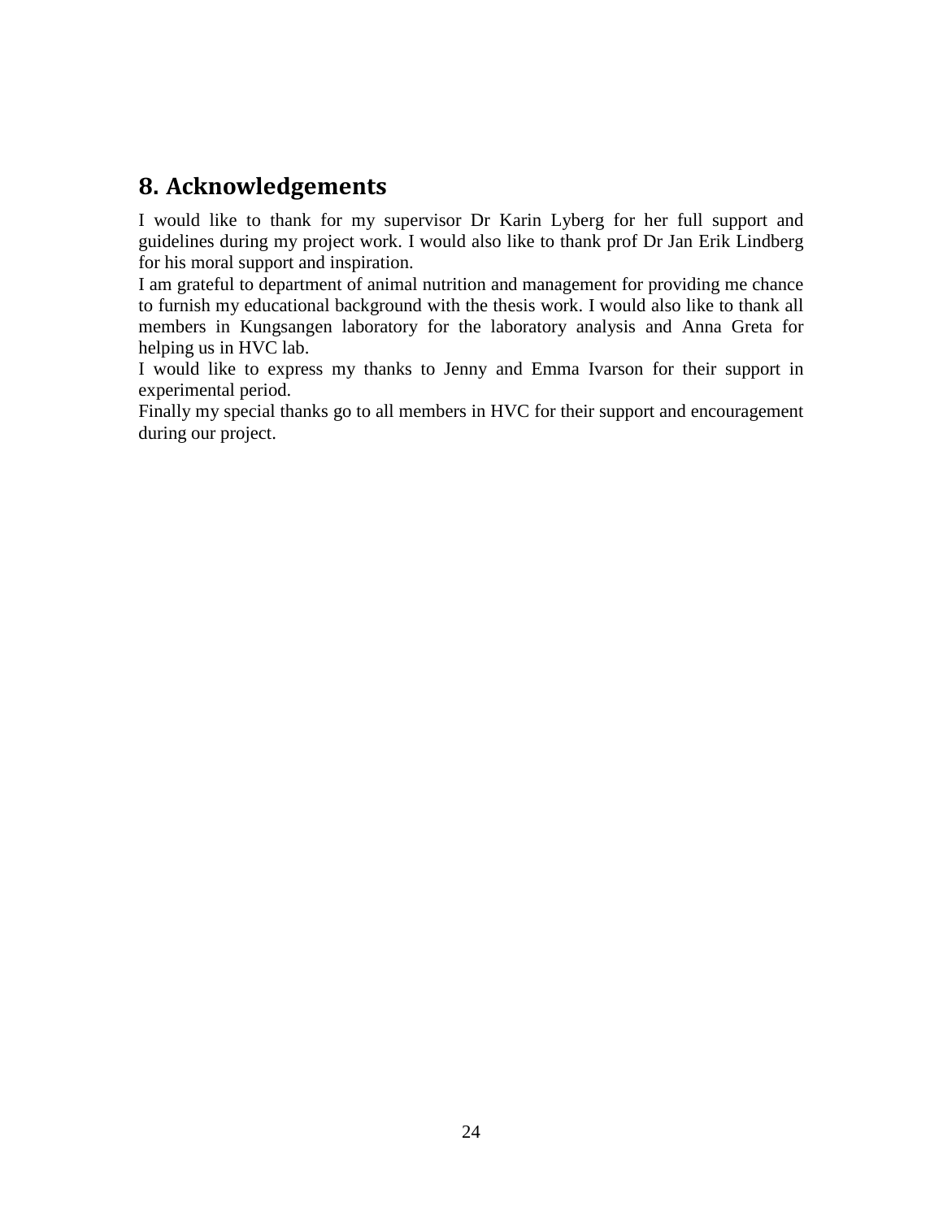## 8. Acknowledgements

I would like to thank for my supervisor Dr Karin Lyberg for her full support and guidelines during my project work. I would also like to thank prof Dr Jan Erik Lindberg for his moral support and inspiration.

I am grateful to department of animal nutrition and management for providing me chance to furnish my educational background with the thesis work. I would also like to thank all members in Kungsangen laboratory for the laboratory analysis and Anna Greta for helping us in HVC lab.

I would like to express my thanks to Jenny and Emma Ivarson for their support in experimental period.

Finally my special thanks go to all members in HVC for their support and encouragement during our project.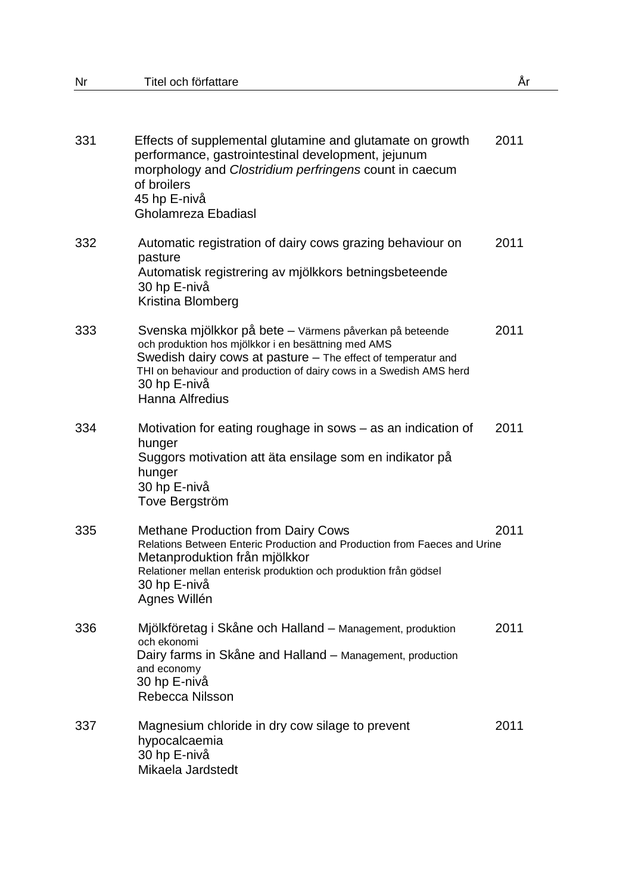| Nr | Titel och författare | År |
|---|---|---|
| 331 | Effects of supplemental glutamine and glutamate on growth performance, gastrointestinal development, jejunum morphology and *Clostridium perfringens* count in caecum of broilers<br>45 hp E-nivå<br>Gholamreza Ebadiasl | 2011 |
| 332 | Automatic registration of dairy cows grazing behaviour on pasture<br>Automatisk registrering av mjölkkors betningsbeteende<br>30 hp E-nivå<br>Kristina Blomberg | 2011 |
| 333 | Svenska mjölkkor på bete – Värmens påverkan på beteende och produktion hos mjölkkor i en besättning med AMS<br>Swedish dairy cows at pasture – The effect of temperatur and THI on behaviour and production of dairy cows in a Swedish AMS herd<br>30 hp E-nivå<br>Hanna Alfredius | 2011 |
| 334 | Motivation for eating roughage in sows – as an indication of hunger<br>Suggors motivation att äta ensilage som en indikator på hunger<br>30 hp E-nivå<br>Tove Bergström | 2011 |
| 335 | Methane Production from Dairy Cows<br>Relations Between Enteric Production and Production from Faeces and Urine<br>Metanproduktion från mjölkkor<br>Relationer mellan enterisk produktion och produktion från gödsel<br>30 hp E-nivå<br>Agnes Willén | 2011 |
| 336 | Mjölkföretag i Skåne och Halland – Management, produktion och ekonomi<br>Dairy farms in Skåne and Halland – Management, production and economy<br>30 hp E-nivå<br>Rebecca Nilsson | 2011 |
| 337 | Magnesium chloride in dry cow silage to prevent hypocalcaemia<br>30 hp E-nivå<br>Mikaela Jardstedt | 2011 |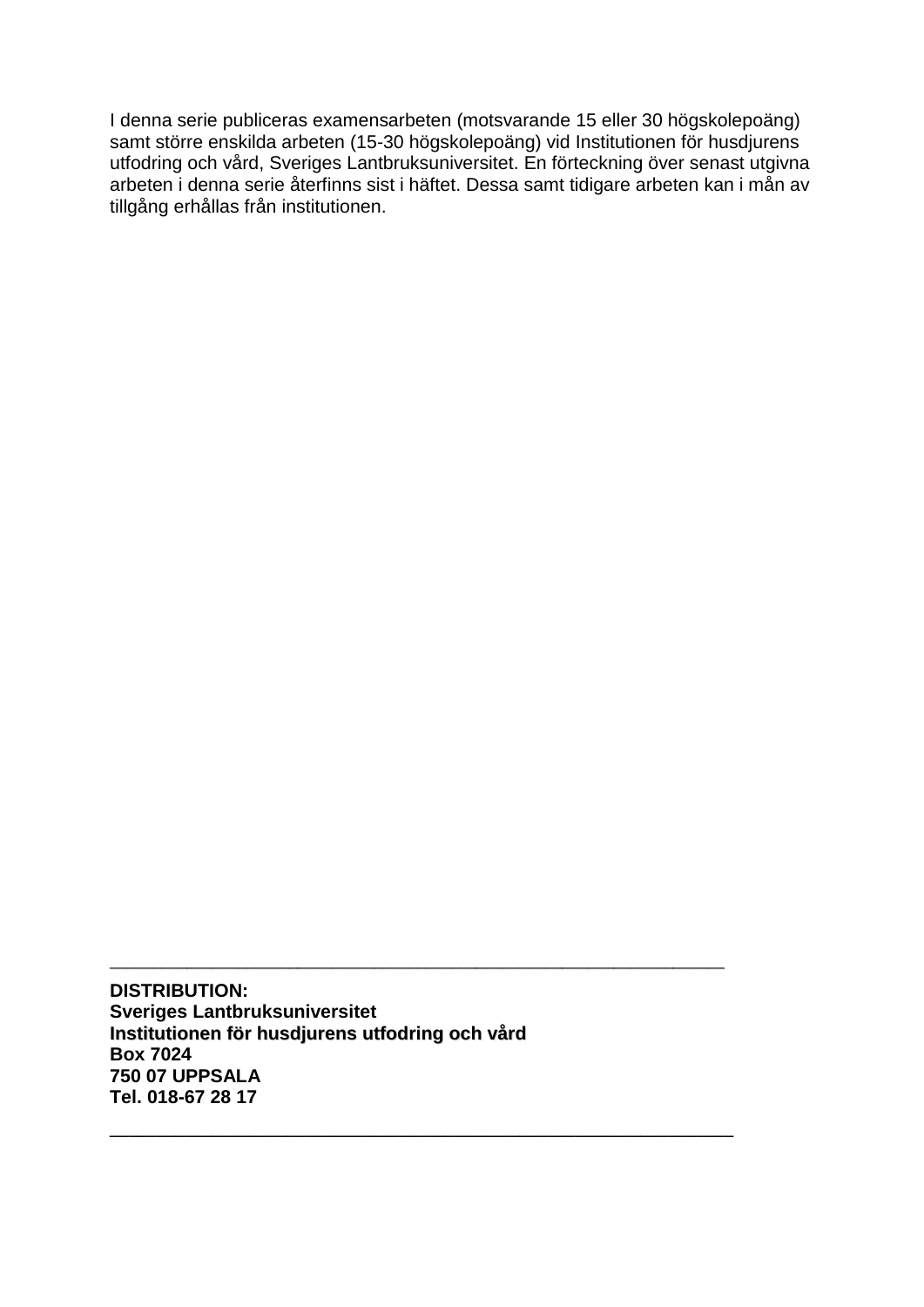I denna serie publiceras examensarbeten (motsvarande 15 eller 30 högskolepoäng) samt större enskilda arbeten (15-30 högskolepoäng) vid Institutionen för husdjurens utfodring och vård, Sveriges Lantbruksuniversitet. En förteckning över senast utgivna arbeten i denna serie återfinns sist i häftet. Dessa samt tidigare arbeten kan i mån av tillgång erhållas från institutionen.

---

**DISTRIBUTION:**
**Sveriges Lantbruksuniversitet**
**Institutionen för husdjurens utfodring och vård**
**Box 7024**
**750 07 UPPSALA**
**Tel. 018-67 28 17**

---